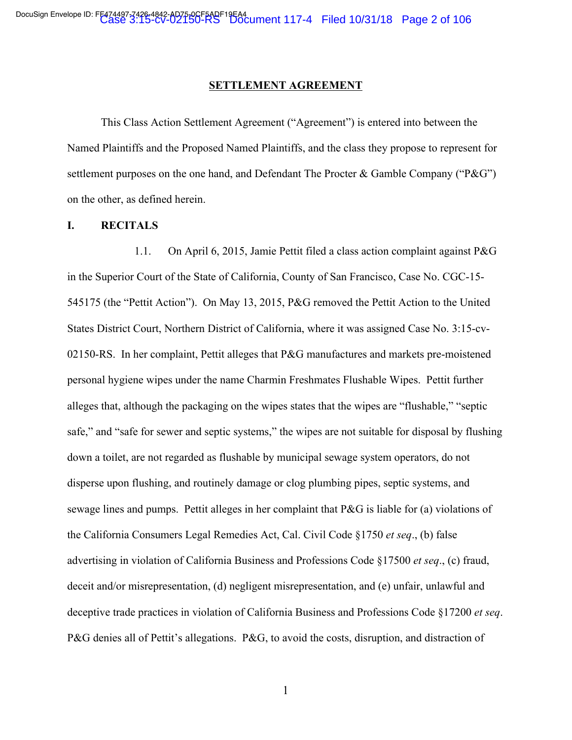## SETTLEMENT AGREEMENT

This Class Action Settlement Agreement ("Agreement") is entered into between the Named Plaintiffs and the Proposed Named Plaintiffs, and the class they propose to represent for settlement purposes on the one hand, and Defendant The Procter & Gamble Company ("P&G") on the other, as defined herein.

### I. RECITALS

1.1. On April 6, 2015, Jamie Pettit filed a class action complaint against P&G in the Superior Court of the State of California, County of San Francisco, Case No. CGC-15-545175 (the "Pettit Action"). On May 13, 2015, P&G removed the Pettit Action to the United States District Court, Northern District of California, where it was assigned Case No. 3:15-cv-02150-RS. In her complaint, Pettit alleges that P&G manufactures and markets pre-moistened personal hygiene wipes under the name Charmin Freshmates Flushable Wipes. Pettit further alleges that, although the packaging on the wipes states that the wipes are "flushable," "septic safe," and "safe for sewer and septic systems," the wipes are not suitable for disposal by flushing down a toilet, are not regarded as flushable by municipal sewage system operators, do not disperse upon flushing, and routinely damage or clog plumbing pipes, septic systems, and sewage lines and pumps. Pettit alleges in her complaint that P&G is liable for (a) violations of the California Consumers Legal Remedies Act, Cal. Civil Code §1750 *et seq*., (b) false advertising in violation of California Business and Professions Code §17500 *et seq*., (c) fraud, deceit and/or misrepresentation, (d) negligent misrepresentation, and (e) unfair, unlawful and deceptive trade practices in violation of California Business and Professions Code §17200 *et seq*. P&G denies all of Pettit's allegations. P&G, to avoid the costs, disruption, and distraction of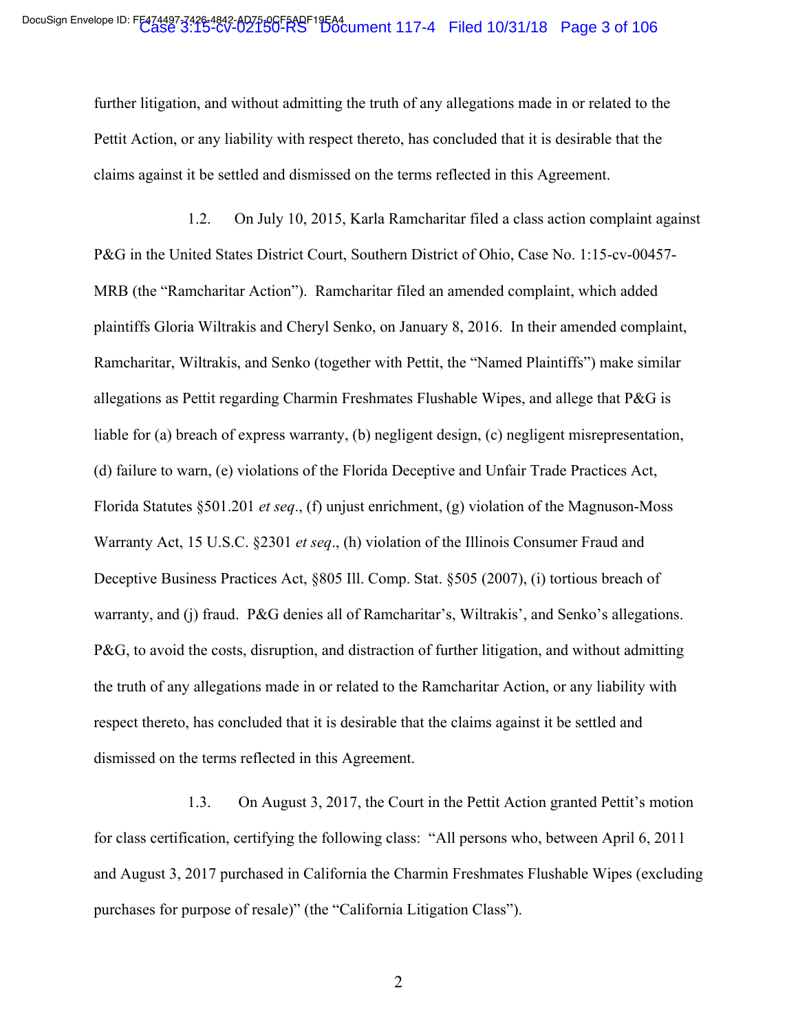further litigation, and without admitting the truth of any allegations made in or related to the Pettit Action, or any liability with respect thereto, has concluded that it is desirable that the claims against it be settled and dismissed on the terms reflected in this Agreement.

1.2. On July 10, 2015, Karla Ramcharitar filed a class action complaint against P&G in the United States District Court, Southern District of Ohio, Case No. 1:15-cv-00457-MRB (the "Ramcharitar Action"). Ramcharitar filed an amended complaint, which added plaintiffs Gloria Wiltrakis and Cheryl Senko, on January 8, 2016. In their amended complaint, Ramcharitar, Wiltrakis, and Senko (together with Pettit, the "Named Plaintiffs") make similar allegations as Pettit regarding Charmin Freshmates Flushable Wipes, and allege that P&G is liable for (a) breach of express warranty, (b) negligent design, (c) negligent misrepresentation, (d) failure to warn, (e) violations of the Florida Deceptive and Unfair Trade Practices Act, Florida Statutes §501.201 *et seq*., (f) unjust enrichment, (g) violation of the Magnuson-Moss Warranty Act, 15 U.S.C. §2301 *et seq*., (h) violation of the Illinois Consumer Fraud and Deceptive Business Practices Act, §805 Ill. Comp. Stat. §505 (2007), (i) tortious breach of warranty, and (j) fraud. P&G denies all of Ramcharitar's, Wiltrakis', and Senko's allegations. P&G, to avoid the costs, disruption, and distraction of further litigation, and without admitting the truth of any allegations made in or related to the Ramcharitar Action, or any liability with respect thereto, has concluded that it is desirable that the claims against it be settled and dismissed on the terms reflected in this Agreement.

1.3. On August 3, 2017, the Court in the Pettit Action granted Pettit's motion for class certification, certifying the following class: "All persons who, between April 6, 2011 and August 3, 2017 purchased in California the Charmin Freshmates Flushable Wipes (excluding purchases for purpose of resale)" (the "California Litigation Class").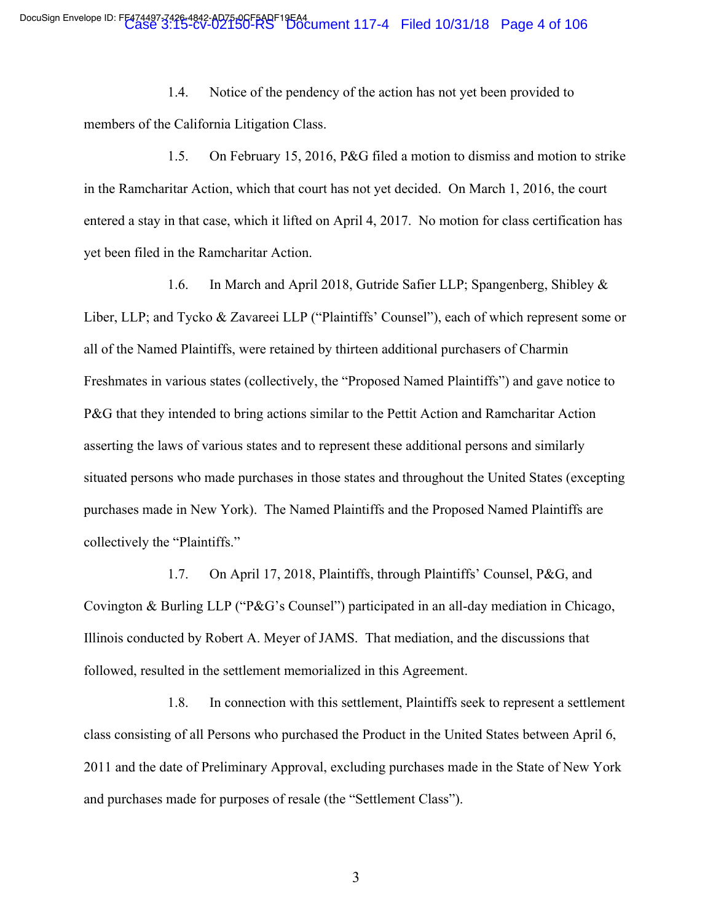1.4. Notice of the pendency of the action has not yet been provided to members of the California Litigation Class.

1.5. On February 15, 2016, P&G filed a motion to dismiss and motion to strike in the Ramcharitar Action, which that court has not yet decided. On March 1, 2016, the court entered a stay in that case, which it lifted on April 4, 2017. No motion for class certification has yet been filed in the Ramcharitar Action.

1.6. In March and April 2018, Gutride Safier LLP; Spangenberg, Shibley & Liber, LLP; and Tycko & Zavareei LLP ("Plaintiffs' Counsel"), each of which represent some or all of the Named Plaintiffs, were retained by thirteen additional purchasers of Charmin Freshmates in various states (collectively, the "Proposed Named Plaintiffs") and gave notice to P&G that they intended to bring actions similar to the Pettit Action and Ramcharitar Action asserting the laws of various states and to represent these additional persons and similarly situated persons who made purchases in those states and throughout the United States (excepting purchases made in New York). The Named Plaintiffs and the Proposed Named Plaintiffs are collectively the "Plaintiffs."

1.7. On April 17, 2018, Plaintiffs, through Plaintiffs' Counsel, P&G, and Covington & Burling LLP ("P&G's Counsel") participated in an all-day mediation in Chicago, Illinois conducted by Robert A. Meyer of JAMS. That mediation, and the discussions that followed, resulted in the settlement memorialized in this Agreement.

1.8. In connection with this settlement, Plaintiffs seek to represent a settlement class consisting of all Persons who purchased the Product in the United States between April 6, 2011 and the date of Preliminary Approval, excluding purchases made in the State of New York and purchases made for purposes of resale (the "Settlement Class").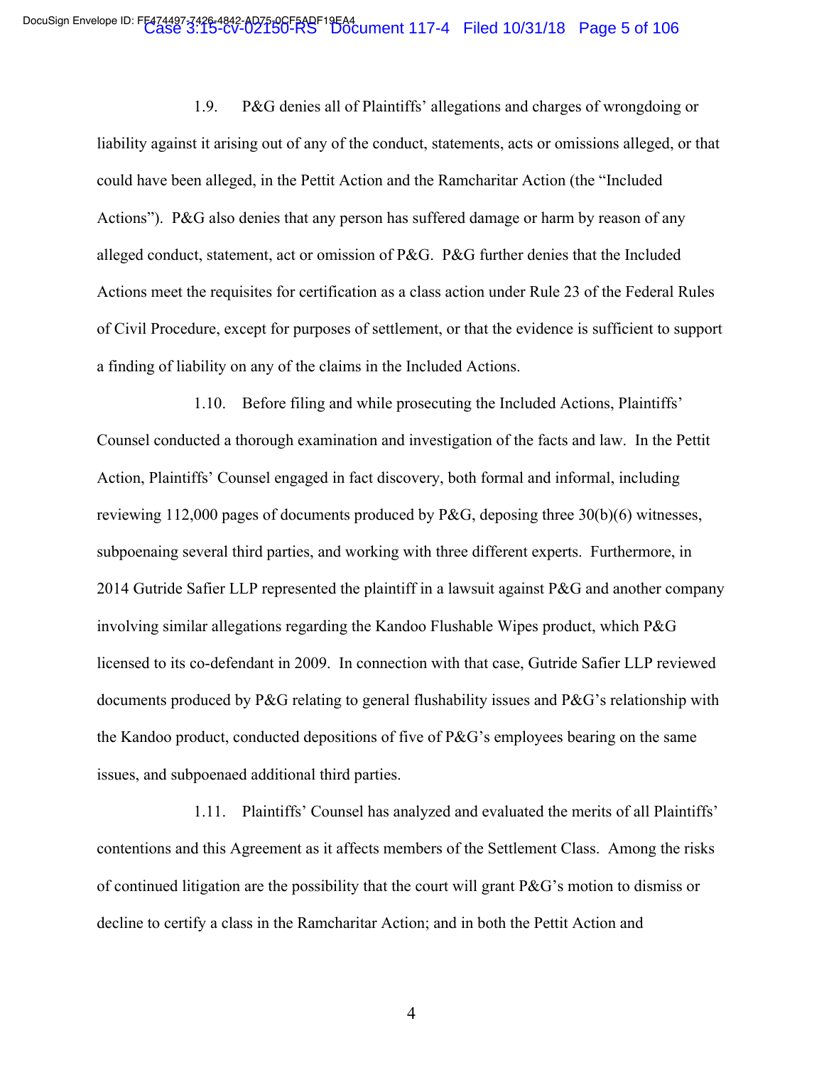1.9. P&G denies all of Plaintiffs' allegations and charges of wrongdoing or liability against it arising out of any of the conduct, statements, acts or omissions alleged, or that could have been alleged, in the Pettit Action and the Ramcharitar Action (the "Included Actions"). P&G also denies that any person has suffered damage or harm by reason of any alleged conduct, statement, act or omission of P&G. P&G further denies that the Included Actions meet the requisites for certification as a class action under Rule 23 of the Federal Rules of Civil Procedure, except for purposes of settlement, or that the evidence is sufficient to support a finding of liability on any of the claims in the Included Actions.

1.10. Before filing and while prosecuting the Included Actions, Plaintiffs' Counsel conducted a thorough examination and investigation of the facts and law. In the Pettit Action, Plaintiffs' Counsel engaged in fact discovery, both formal and informal, including reviewing 112,000 pages of documents produced by P&G, deposing three 30(b)(6) witnesses, subpoenaing several third parties, and working with three different experts. Furthermore, in 2014 Gutride Safier LLP represented the plaintiff in a lawsuit against P&G and another company involving similar allegations regarding the Kandoo Flushable Wipes product, which P&G licensed to its co-defendant in 2009. In connection with that case, Gutride Safier LLP reviewed documents produced by P&G relating to general flushability issues and P&G's relationship with the Kandoo product, conducted depositions of five of P&G's employees bearing on the same issues, and subpoenaed additional third parties.

1.11. Plaintiffs' Counsel has analyzed and evaluated the merits of all Plaintiffs' contentions and this Agreement as it affects members of the Settlement Class. Among the risks of continued litigation are the possibility that the court will grant P&G's motion to dismiss or decline to certify a class in the Ramcharitar Action; and in both the Pettit Action and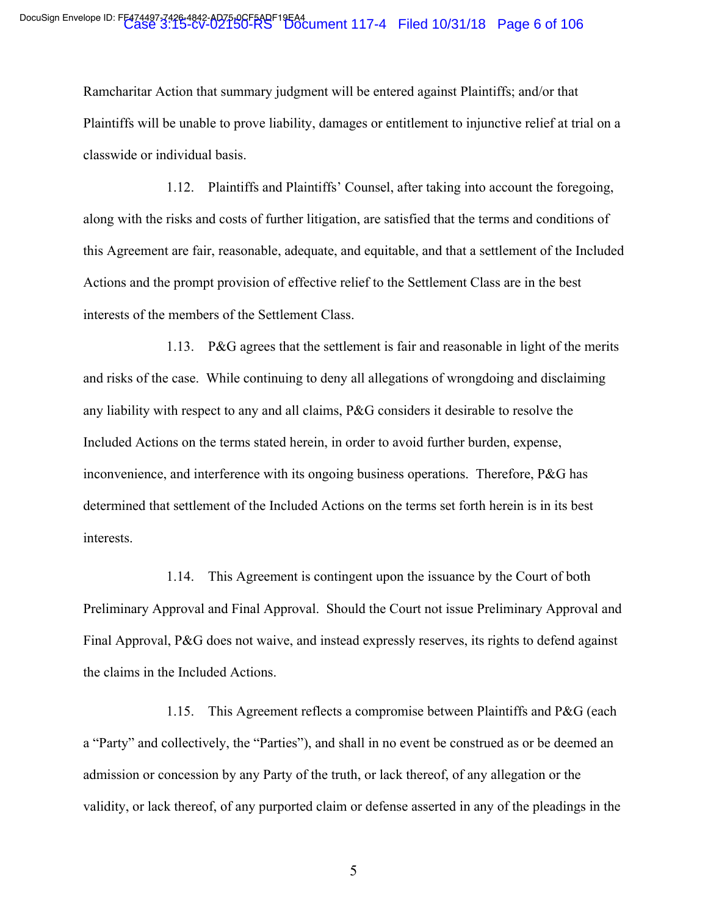Ramcharitar Action that summary judgment will be entered against Plaintiffs; and/or that Plaintiffs will be unable to prove liability, damages or entitlement to injunctive relief at trial on a classwide or individual basis.

1.12. Plaintiffs and Plaintiffs' Counsel, after taking into account the foregoing, along with the risks and costs of further litigation, are satisfied that the terms and conditions of this Agreement are fair, reasonable, adequate, and equitable, and that a settlement of the Included Actions and the prompt provision of effective relief to the Settlement Class are in the best interests of the members of the Settlement Class.

1.13. P&G agrees that the settlement is fair and reasonable in light of the merits and risks of the case. While continuing to deny all allegations of wrongdoing and disclaiming any liability with respect to any and all claims, P&G considers it desirable to resolve the Included Actions on the terms stated herein, in order to avoid further burden, expense, inconvenience, and interference with its ongoing business operations. Therefore, P&G has determined that settlement of the Included Actions on the terms set forth herein is in its best interests.

1.14. This Agreement is contingent upon the issuance by the Court of both Preliminary Approval and Final Approval. Should the Court not issue Preliminary Approval and Final Approval, P&G does not waive, and instead expressly reserves, its rights to defend against the claims in the Included Actions.

1.15. This Agreement reflects a compromise between Plaintiffs and P&G (each a "Party" and collectively, the "Parties"), and shall in no event be construed as or be deemed an admission or concession by any Party of the truth, or lack thereof, of any allegation or the validity, or lack thereof, of any purported claim or defense asserted in any of the pleadings in the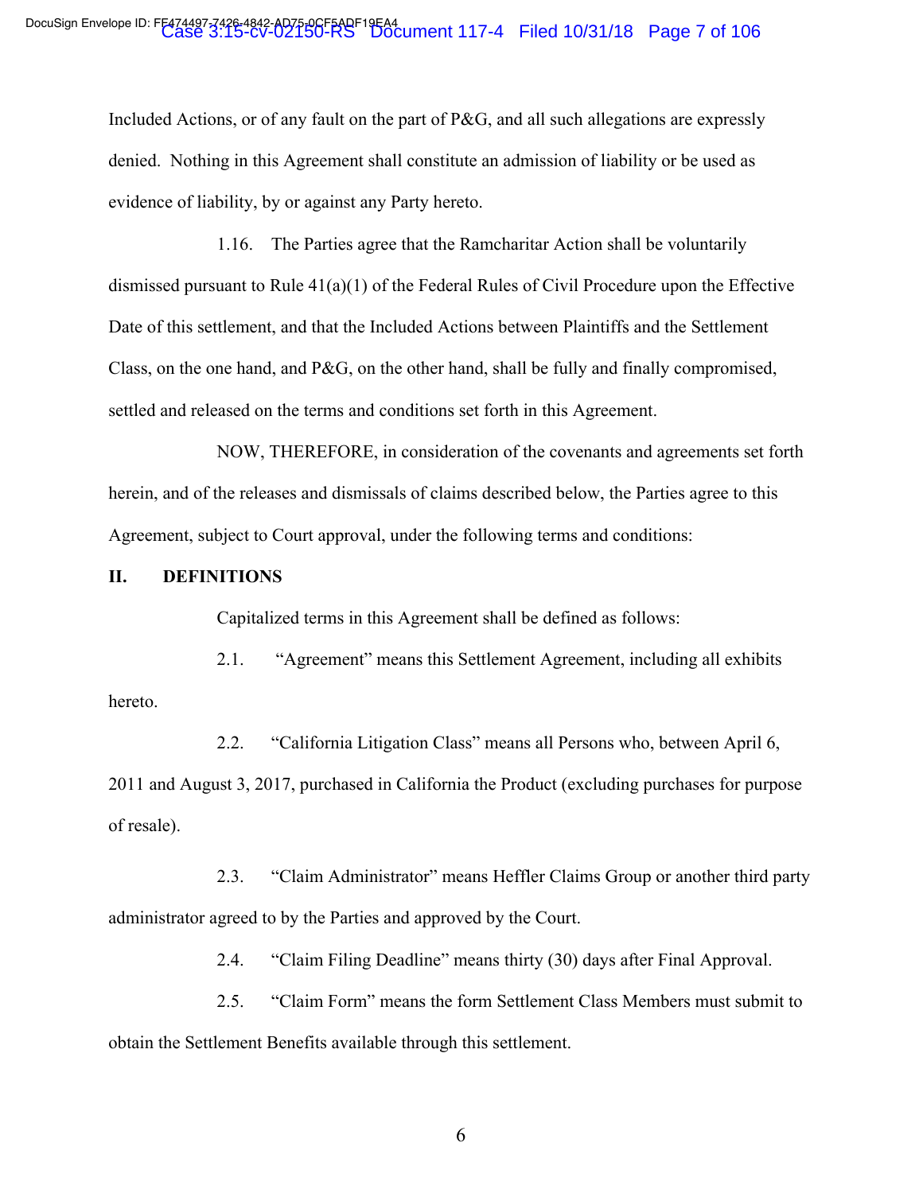Included Actions, or of any fault on the part of P&G, and all such allegations are expressly denied. Nothing in this Agreement shall constitute an admission of liability or be used as evidence of liability, by or against any Party hereto.

1.16. The Parties agree that the Ramcharitar Action shall be voluntarily dismissed pursuant to Rule 41(a)(1) of the Federal Rules of Civil Procedure upon the Effective Date of this settlement, and that the Included Actions between Plaintiffs and the Settlement Class, on the one hand, and P&G, on the other hand, shall be fully and finally compromised, settled and released on the terms and conditions set forth in this Agreement.

NOW, THEREFORE, in consideration of the covenants and agreements set forth herein, and of the releases and dismissals of claims described below, the Parties agree to this Agreement, subject to Court approval, under the following terms and conditions:

## II. DEFINITIONS

Capitalized terms in this Agreement shall be defined as follows:

2.1. "Agreement" means this Settlement Agreement, including all exhibits hereto.

2.2. "California Litigation Class" means all Persons who, between April 6, 2011 and August 3, 2017, purchased in California the Product (excluding purchases for purpose of resale).

2.3. "Claim Administrator" means Heffler Claims Group or another third party administrator agreed to by the Parties and approved by the Court.

2.4. "Claim Filing Deadline" means thirty (30) days after Final Approval.

2.5. "Claim Form" means the form Settlement Class Members must submit to obtain the Settlement Benefits available through this settlement.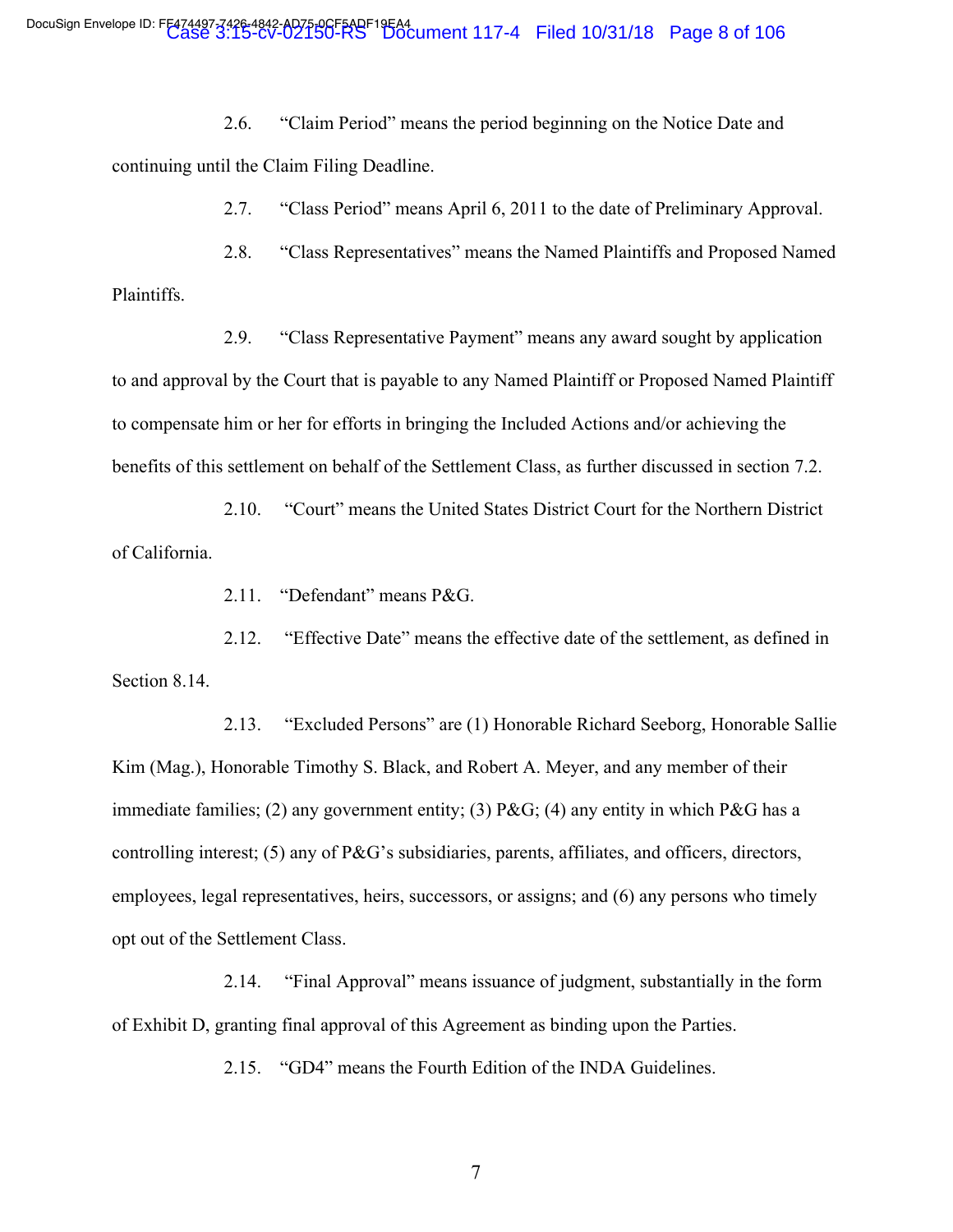2.6. "Claim Period" means the period beginning on the Notice Date and continuing until the Claim Filing Deadline.

2.7. "Class Period" means April 6, 2011 to the date of Preliminary Approval.

2.8. "Class Representatives" means the Named Plaintiffs and Proposed Named Plaintiffs.

2.9. "Class Representative Payment" means any award sought by application to and approval by the Court that is payable to any Named Plaintiff or Proposed Named Plaintiff to compensate him or her for efforts in bringing the Included Actions and/or achieving the benefits of this settlement on behalf of the Settlement Class, as further discussed in section 7.2.

2.10. "Court" means the United States District Court for the Northern District of California.

2.11. "Defendant" means P&G.

2.12. "Effective Date" means the effective date of the settlement, as defined in Section 8.14.

2.13. "Excluded Persons" are (1) Honorable Richard Seeborg, Honorable Sallie Kim (Mag.), Honorable Timothy S. Black, and Robert A. Meyer, and any member of their immediate families; (2) any government entity; (3) P&G; (4) any entity in which P&G has a controlling interest; (5) any of P&G's subsidiaries, parents, affiliates, and officers, directors, employees, legal representatives, heirs, successors, or assigns; and (6) any persons who timely opt out of the Settlement Class.

2.14. "Final Approval" means issuance of judgment, substantially in the form of Exhibit D, granting final approval of this Agreement as binding upon the Parties.

2.15. "GD4" means the Fourth Edition of the INDA Guidelines.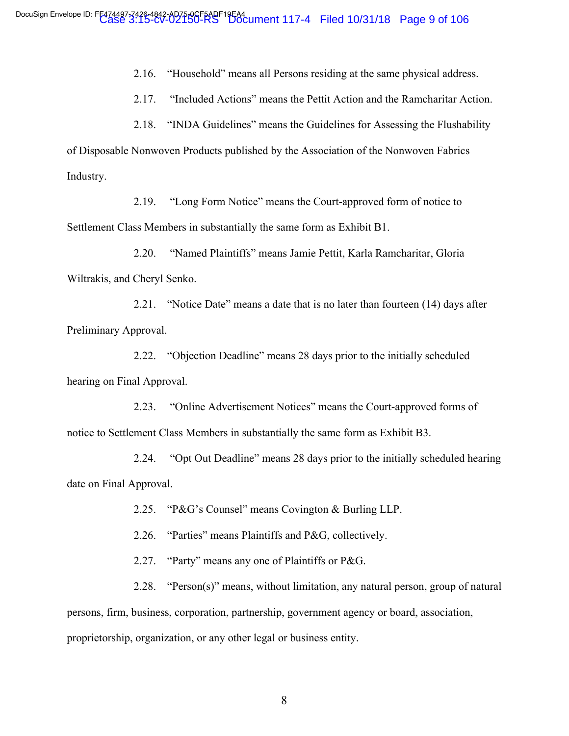2.16. "Household" means all Persons residing at the same physical address.

2.17. "Included Actions" means the Pettit Action and the Ramcharitar Action.

2.18. "INDA Guidelines" means the Guidelines for Assessing the Flushability of Disposable Nonwoven Products published by the Association of the Nonwoven Fabrics Industry.

2.19. "Long Form Notice" means the Court-approved form of notice to Settlement Class Members in substantially the same form as Exhibit B1.

2.20. "Named Plaintiffs" means Jamie Pettit, Karla Ramcharitar, Gloria Wiltrakis, and Cheryl Senko.

2.21. "Notice Date" means a date that is no later than fourteen (14) days after Preliminary Approval.

2.22. "Objection Deadline" means 28 days prior to the initially scheduled hearing on Final Approval.

2.23. "Online Advertisement Notices" means the Court-approved forms of notice to Settlement Class Members in substantially the same form as Exhibit B3.

2.24. "Opt Out Deadline" means 28 days prior to the initially scheduled hearing date on Final Approval.

2.25. "P&G's Counsel" means Covington & Burling LLP.

2.26. "Parties" means Plaintiffs and P&G, collectively.

2.27. "Party" means any one of Plaintiffs or P&G.

2.28. "Person(s)" means, without limitation, any natural person, group of natural persons, firm, business, corporation, partnership, government agency or board, association, proprietorship, organization, or any other legal or business entity.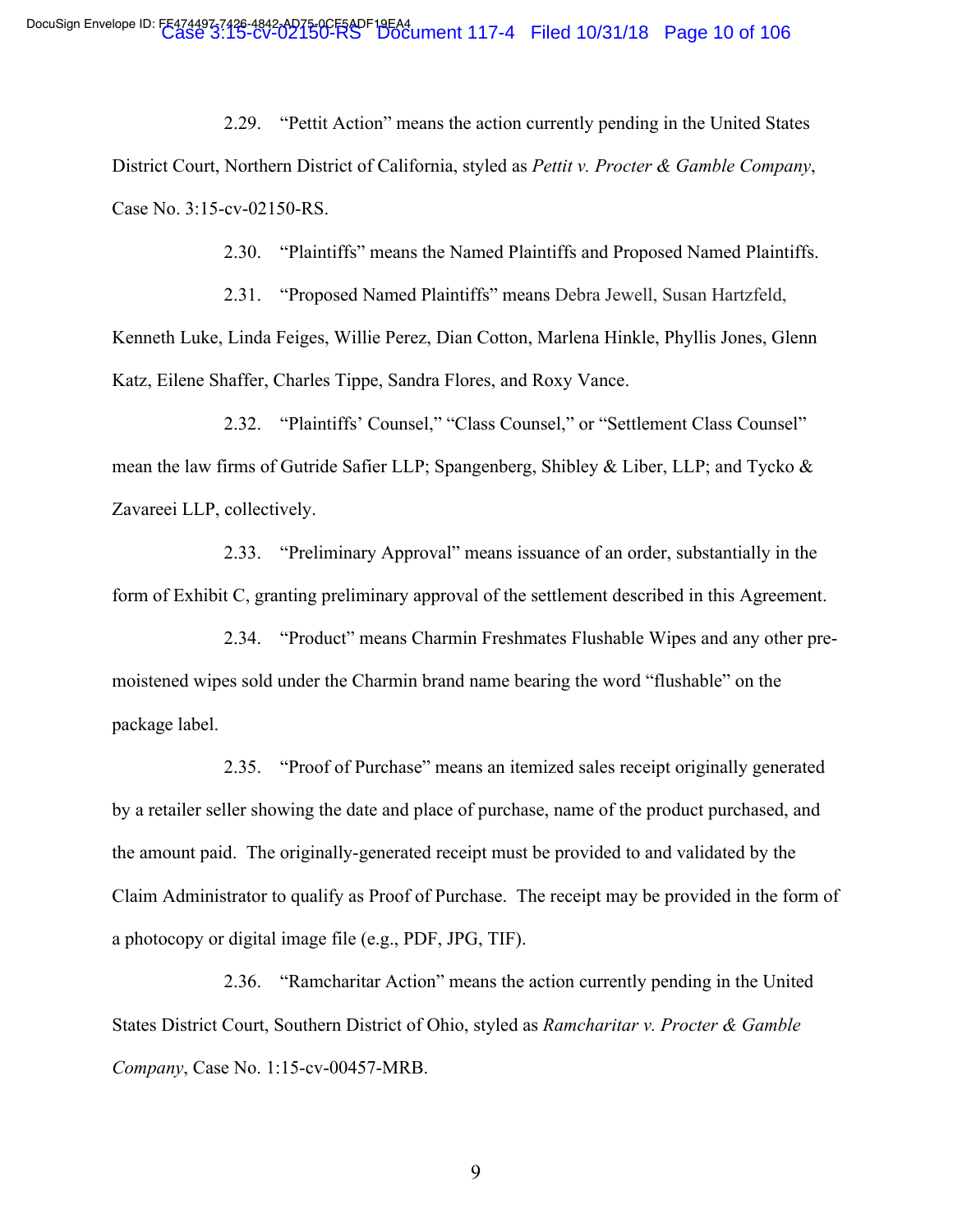2.29. "Pettit Action" means the action currently pending in the United States District Court, Northern District of California, styled as *Pettit v. Procter & Gamble Company*, Case No. 3:15-cv-02150-RS.

2.30. "Plaintiffs" means the Named Plaintiffs and Proposed Named Plaintiffs.

2.31. "Proposed Named Plaintiffs" means Debra Jewell, Susan Hartzfeld, Kenneth Luke, Linda Feiges, Willie Perez, Dian Cotton, Marlena Hinkle, Phyllis Jones, Glenn Katz, Eilene Shaffer, Charles Tippe, Sandra Flores, and Roxy Vance.

2.32. "Plaintiffs' Counsel," "Class Counsel," or "Settlement Class Counsel" mean the law firms of Gutride Safier LLP; Spangenberg, Shibley & Liber, LLP; and Tycko & Zavareei LLP, collectively.

2.33. "Preliminary Approval" means issuance of an order, substantially in the form of Exhibit C, granting preliminary approval of the settlement described in this Agreement.

2.34. "Product" means Charmin Freshmates Flushable Wipes and any other pre-moistened wipes sold under the Charmin brand name bearing the word "flushable" on the package label.

2.35. "Proof of Purchase" means an itemized sales receipt originally generated by a retailer seller showing the date and place of purchase, name of the product purchased, and the amount paid. The originally-generated receipt must be provided to and validated by the Claim Administrator to qualify as Proof of Purchase. The receipt may be provided in the form of a photocopy or digital image file (e.g., PDF, JPG, TIF).

2.36. "Ramcharitar Action" means the action currently pending in the United States District Court, Southern District of Ohio, styled as *Ramcharitar v. Procter & Gamble Company*, Case No. 1:15-cv-00457-MRB.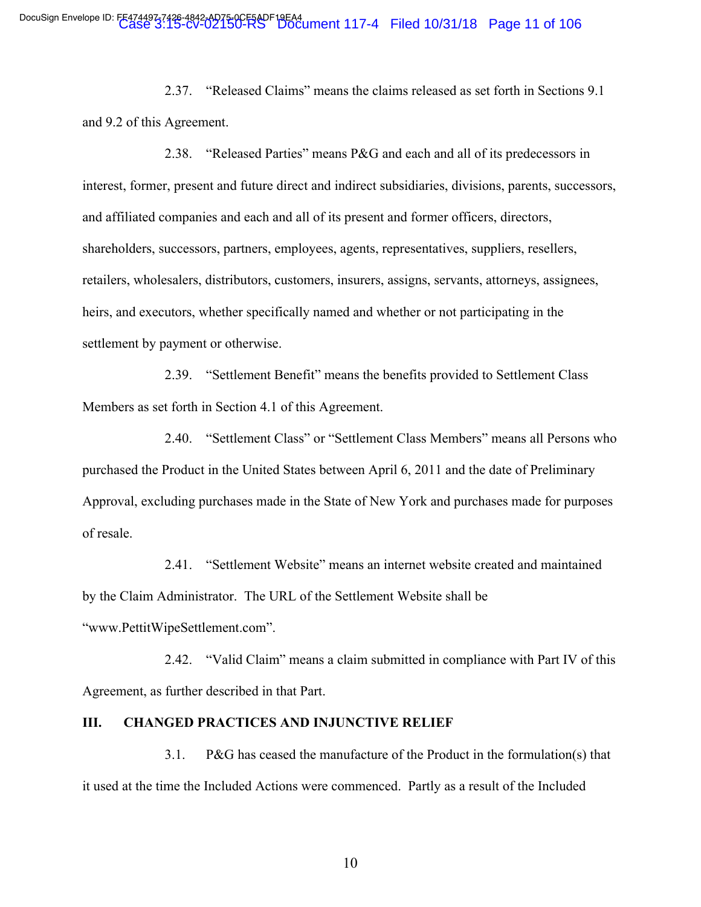2.37. "Released Claims" means the claims released as set forth in Sections 9.1 and 9.2 of this Agreement.

2.38. "Released Parties" means P&G and each and all of its predecessors in interest, former, present and future direct and indirect subsidiaries, divisions, parents, successors, and affiliated companies and each and all of its present and former officers, directors, shareholders, successors, partners, employees, agents, representatives, suppliers, resellers, retailers, wholesalers, distributors, customers, insurers, assigns, servants, attorneys, assignees, heirs, and executors, whether specifically named and whether or not participating in the settlement by payment or otherwise.

2.39. "Settlement Benefit" means the benefits provided to Settlement Class Members as set forth in Section 4.1 of this Agreement.

2.40. "Settlement Class" or "Settlement Class Members" means all Persons who purchased the Product in the United States between April 6, 2011 and the date of Preliminary Approval, excluding purchases made in the State of New York and purchases made for purposes of resale.

2.41. "Settlement Website" means an internet website created and maintained by the Claim Administrator. The URL of the Settlement Website shall be "www.PettitWipeSettlement.com".

2.42. "Valid Claim" means a claim submitted in compliance with Part IV of this Agreement, as further described in that Part.

## III. CHANGED PRACTICES AND INJUNCTIVE RELIEF

3.1. P&G has ceased the manufacture of the Product in the formulation(s) that it used at the time the Included Actions were commenced. Partly as a result of the Included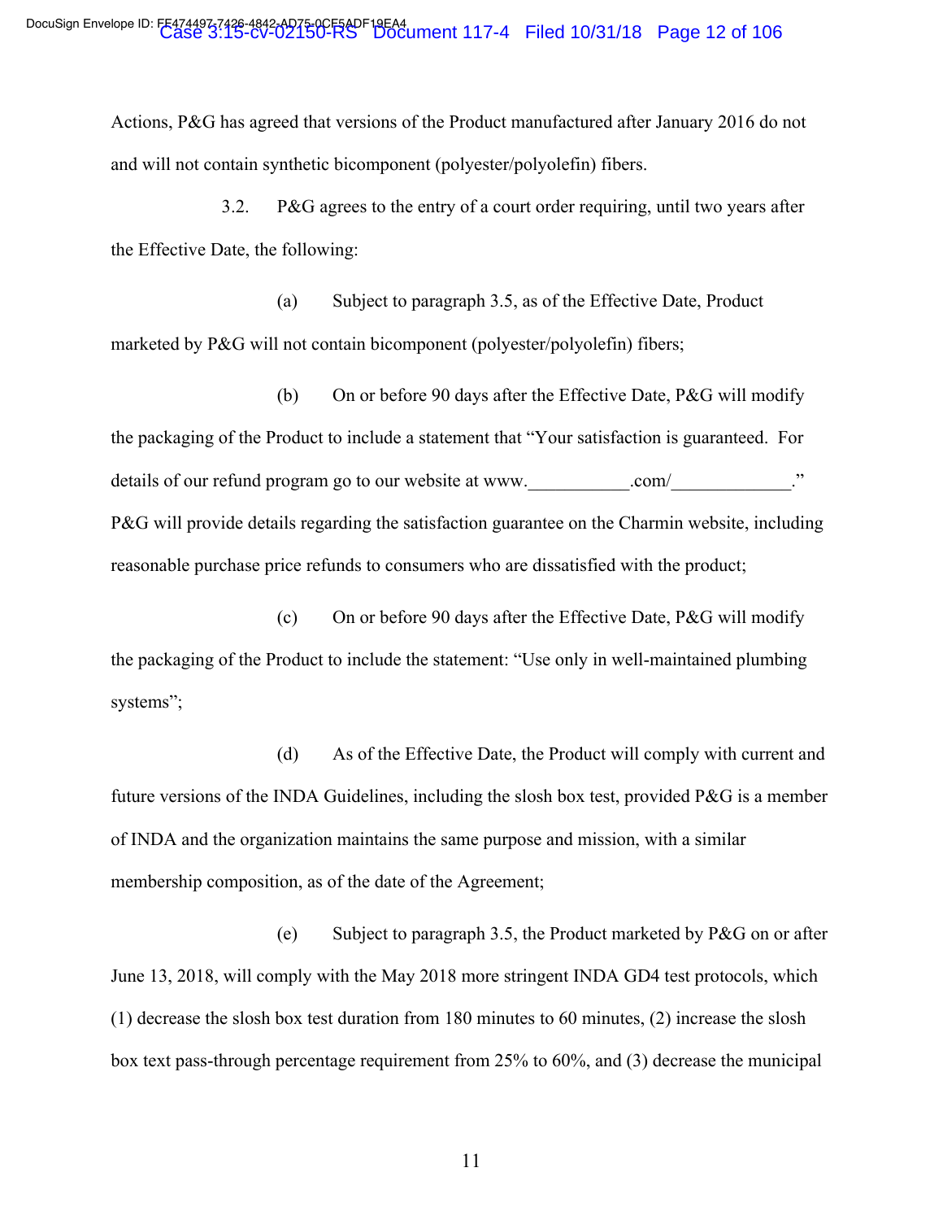Actions, P&G has agreed that versions of the Product manufactured after January 2016 do not and will not contain synthetic bicomponent (polyester/polyolefin) fibers.

3.2. P&G agrees to the entry of a court order requiring, until two years after the Effective Date, the following:

(a) Subject to paragraph 3.5, as of the Effective Date, Product marketed by P&G will not contain bicomponent (polyester/polyolefin) fibers;

(b) On or before 90 days after the Effective Date, P&G will modify the packaging of the Product to include a statement that "Your satisfaction is guaranteed. For details of our refund program go to our website at www.___________.com/_____________." P&G will provide details regarding the satisfaction guarantee on the Charmin website, including reasonable purchase price refunds to consumers who are dissatisfied with the product;

(c) On or before 90 days after the Effective Date, P&G will modify the packaging of the Product to include the statement: "Use only in well-maintained plumbing systems";

(d) As of the Effective Date, the Product will comply with current and future versions of the INDA Guidelines, including the slosh box test, provided P&G is a member of INDA and the organization maintains the same purpose and mission, with a similar membership composition, as of the date of the Agreement;

(e) Subject to paragraph 3.5, the Product marketed by P&G on or after June 13, 2018, will comply with the May 2018 more stringent INDA GD4 test protocols, which (1) decrease the slosh box test duration from 180 minutes to 60 minutes, (2) increase the slosh box text pass-through percentage requirement from 25% to 60%, and (3) decrease the municipal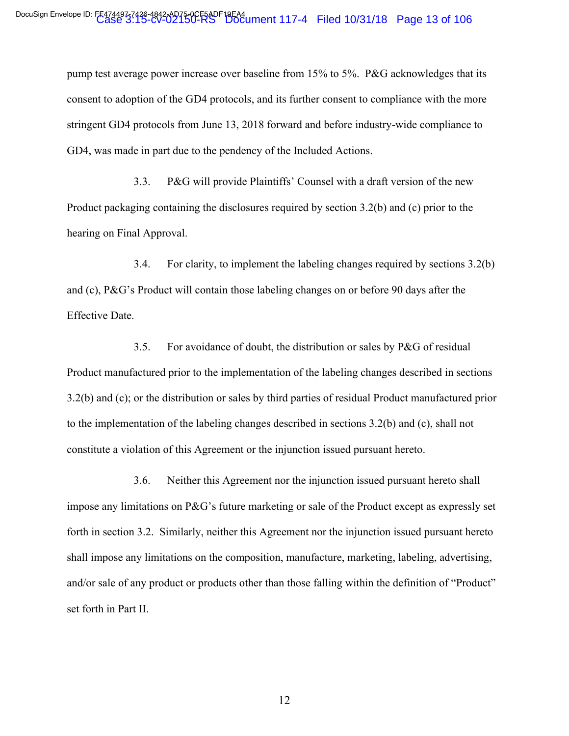pump test average power increase over baseline from 15% to 5%. P&G acknowledges that its consent to adoption of the GD4 protocols, and its further consent to compliance with the more stringent GD4 protocols from June 13, 2018 forward and before industry-wide compliance to GD4, was made in part due to the pendency of the Included Actions.

3.3. P&G will provide Plaintiffs' Counsel with a draft version of the new Product packaging containing the disclosures required by section 3.2(b) and (c) prior to the hearing on Final Approval.

3.4. For clarity, to implement the labeling changes required by sections 3.2(b) and (c), P&G's Product will contain those labeling changes on or before 90 days after the Effective Date.

3.5. For avoidance of doubt, the distribution or sales by P&G of residual Product manufactured prior to the implementation of the labeling changes described in sections 3.2(b) and (c); or the distribution or sales by third parties of residual Product manufactured prior to the implementation of the labeling changes described in sections 3.2(b) and (c), shall not constitute a violation of this Agreement or the injunction issued pursuant hereto.

3.6. Neither this Agreement nor the injunction issued pursuant hereto shall impose any limitations on P&G's future marketing or sale of the Product except as expressly set forth in section 3.2. Similarly, neither this Agreement nor the injunction issued pursuant hereto shall impose any limitations on the composition, manufacture, marketing, labeling, advertising, and/or sale of any product or products other than those falling within the definition of "Product" set forth in Part II.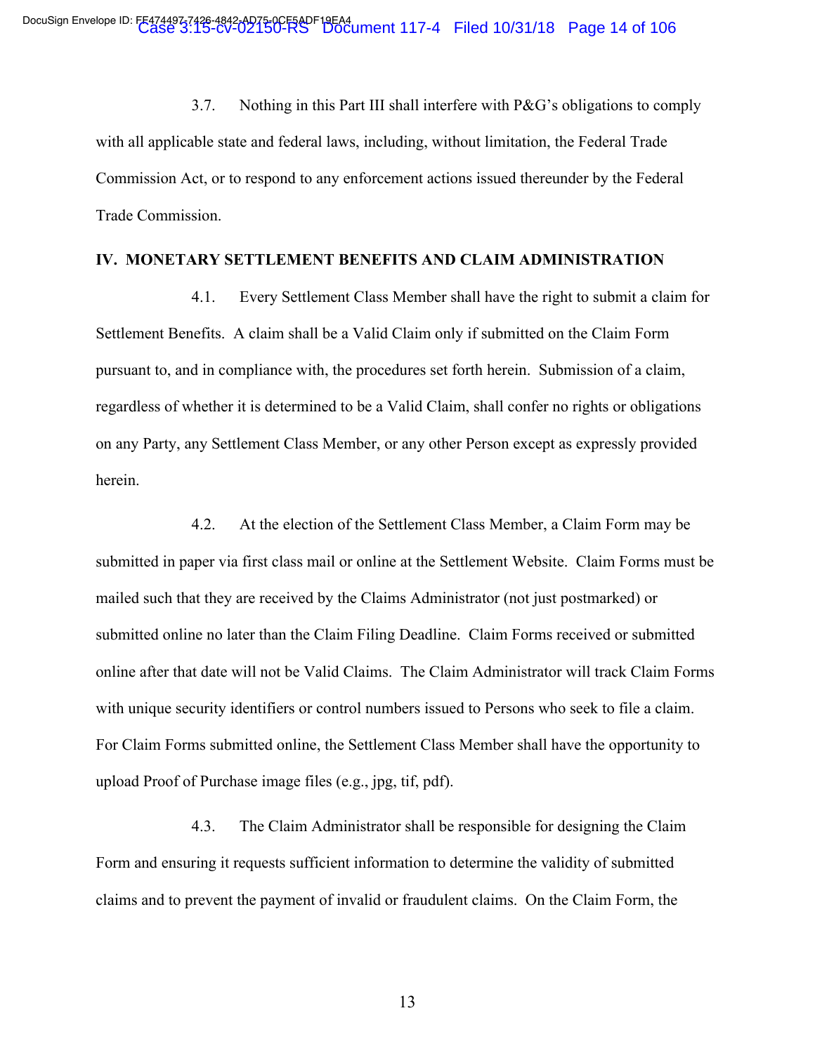3.7. Nothing in this Part III shall interfere with P&G's obligations to comply with all applicable state and federal laws, including, without limitation, the Federal Trade Commission Act, or to respond to any enforcement actions issued thereunder by the Federal Trade Commission.

## IV. MONETARY SETTLEMENT BENEFITS AND CLAIM ADMINISTRATION

4.1. Every Settlement Class Member shall have the right to submit a claim for Settlement Benefits. A claim shall be a Valid Claim only if submitted on the Claim Form pursuant to, and in compliance with, the procedures set forth herein. Submission of a claim, regardless of whether it is determined to be a Valid Claim, shall confer no rights or obligations on any Party, any Settlement Class Member, or any other Person except as expressly provided herein.

4.2. At the election of the Settlement Class Member, a Claim Form may be submitted in paper via first class mail or online at the Settlement Website. Claim Forms must be mailed such that they are received by the Claims Administrator (not just postmarked) or submitted online no later than the Claim Filing Deadline. Claim Forms received or submitted online after that date will not be Valid Claims. The Claim Administrator will track Claim Forms with unique security identifiers or control numbers issued to Persons who seek to file a claim. For Claim Forms submitted online, the Settlement Class Member shall have the opportunity to upload Proof of Purchase image files (e.g., jpg, tif, pdf).

4.3. The Claim Administrator shall be responsible for designing the Claim Form and ensuring it requests sufficient information to determine the validity of submitted claims and to prevent the payment of invalid or fraudulent claims. On the Claim Form, the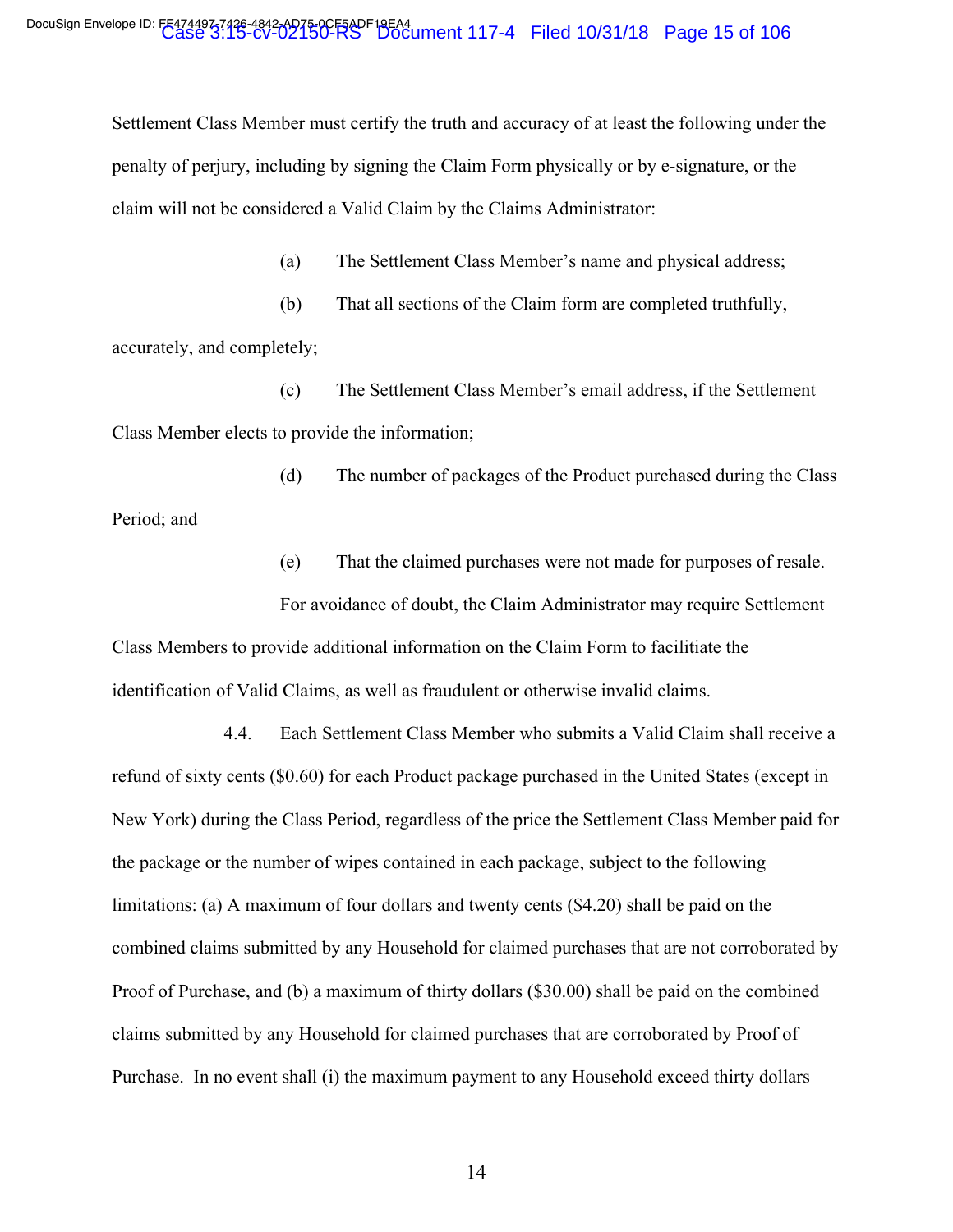Settlement Class Member must certify the truth and accuracy of at least the following under the penalty of perjury, including by signing the Claim Form physically or by e-signature, or the claim will not be considered a Valid Claim by the Claims Administrator:

(a) The Settlement Class Member's name and physical address;

(b) That all sections of the Claim form are completed truthfully, accurately, and completely;

(c) The Settlement Class Member's email address, if the Settlement Class Member elects to provide the information;

(d) The number of packages of the Product purchased during the Class Period; and

(e) That the claimed purchases were not made for purposes of resale.

For avoidance of doubt, the Claim Administrator may require Settlement Class Members to provide additional information on the Claim Form to facilitate the identification of Valid Claims, as well as fraudulent or otherwise invalid claims.

4.4. Each Settlement Class Member who submits a Valid Claim shall receive a refund of sixty cents ($0.60) for each Product package purchased in the United States (except in New York) during the Class Period, regardless of the price the Settlement Class Member paid for the package or the number of wipes contained in each package, subject to the following limitations: (a) A maximum of four dollars and twenty cents ($4.20) shall be paid on the combined claims submitted by any Household for claimed purchases that are not corroborated by Proof of Purchase, and (b) a maximum of thirty dollars ($30.00) shall be paid on the combined claims submitted by any Household for claimed purchases that are corroborated by Proof of Purchase. In no event shall (i) the maximum payment to any Household exceed thirty dollars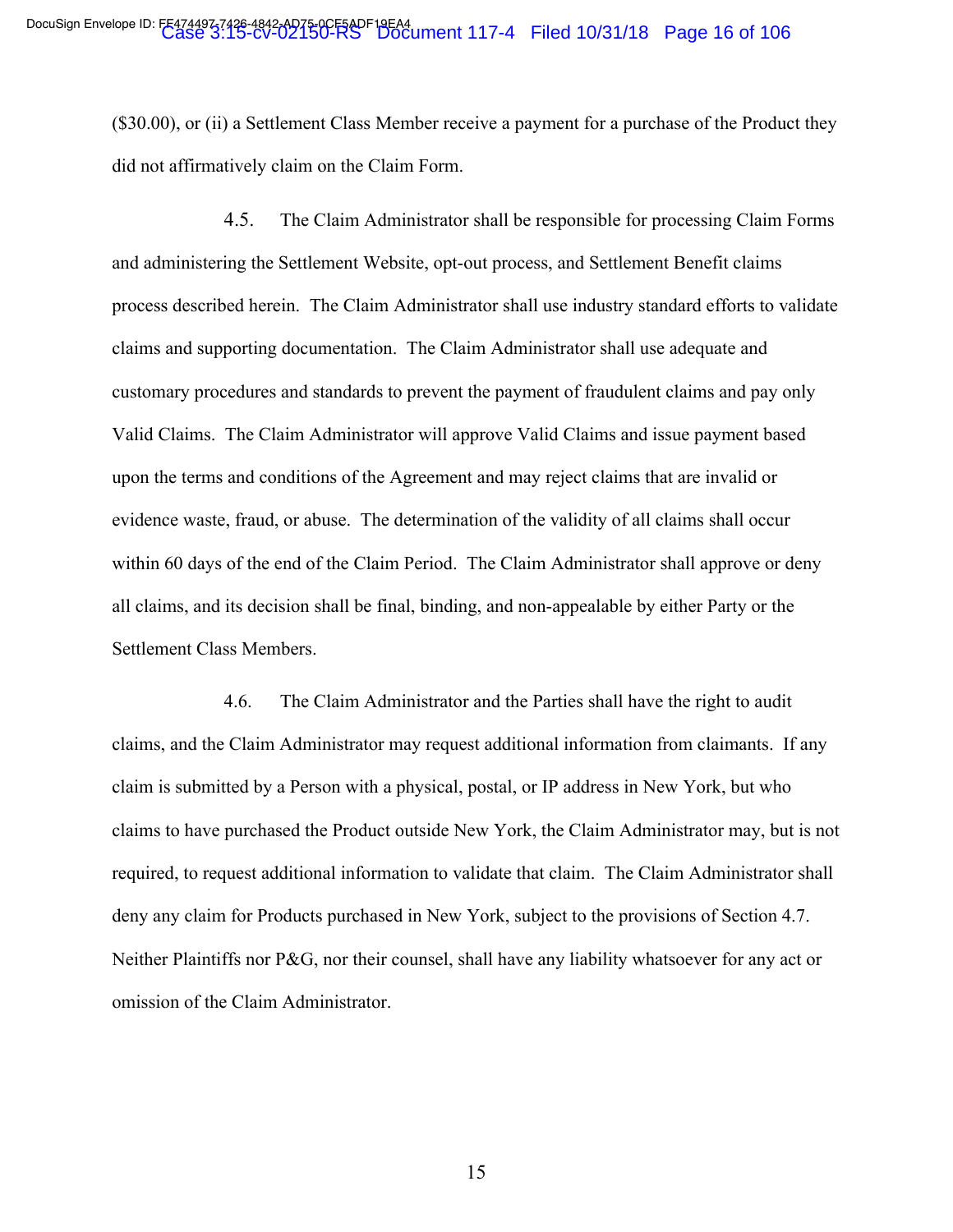($30.00), or (ii) a Settlement Class Member receive a payment for a purchase of the Product they did not affirmatively claim on the Claim Form.

4.5. The Claim Administrator shall be responsible for processing Claim Forms and administering the Settlement Website, opt-out process, and Settlement Benefit claims process described herein. The Claim Administrator shall use industry standard efforts to validate claims and supporting documentation. The Claim Administrator shall use adequate and customary procedures and standards to prevent the payment of fraudulent claims and pay only Valid Claims. The Claim Administrator will approve Valid Claims and issue payment based upon the terms and conditions of the Agreement and may reject claims that are invalid or evidence waste, fraud, or abuse. The determination of the validity of all claims shall occur within 60 days of the end of the Claim Period. The Claim Administrator shall approve or deny all claims, and its decision shall be final, binding, and non-appealable by either Party or the Settlement Class Members.

4.6. The Claim Administrator and the Parties shall have the right to audit claims, and the Claim Administrator may request additional information from claimants. If any claim is submitted by a Person with a physical, postal, or IP address in New York, but who claims to have purchased the Product outside New York, the Claim Administrator may, but is not required, to request additional information to validate that claim. The Claim Administrator shall deny any claim for Products purchased in New York, subject to the provisions of Section 4.7. Neither Plaintiffs nor P&G, nor their counsel, shall have any liability whatsoever for any act or omission of the Claim Administrator.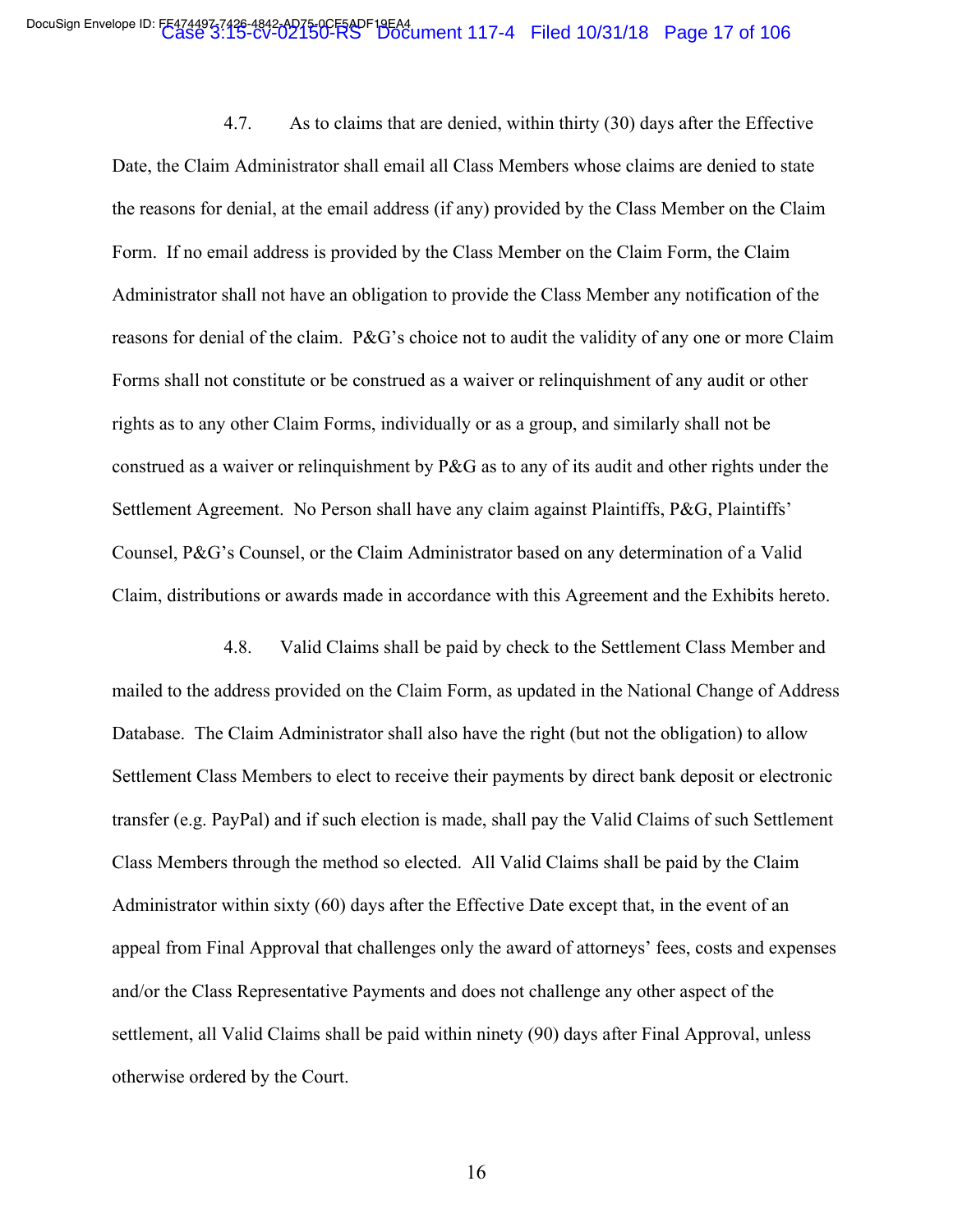4.7. As to claims that are denied, within thirty (30) days after the Effective Date, the Claim Administrator shall email all Class Members whose claims are denied to state the reasons for denial, at the email address (if any) provided by the Class Member on the Claim Form. If no email address is provided by the Class Member on the Claim Form, the Claim Administrator shall not have an obligation to provide the Class Member any notification of the reasons for denial of the claim. P&G's choice not to audit the validity of any one or more Claim Forms shall not constitute or be construed as a waiver or relinquishment of any audit or other rights as to any other Claim Forms, individually or as a group, and similarly shall not be construed as a waiver or relinquishment by P&G as to any of its audit and other rights under the Settlement Agreement. No Person shall have any claim against Plaintiffs, P&G, Plaintiffs' Counsel, P&G's Counsel, or the Claim Administrator based on any determination of a Valid Claim, distributions or awards made in accordance with this Agreement and the Exhibits hereto.

4.8. Valid Claims shall be paid by check to the Settlement Class Member and mailed to the address provided on the Claim Form, as updated in the National Change of Address Database. The Claim Administrator shall also have the right (but not the obligation) to allow Settlement Class Members to elect to receive their payments by direct bank deposit or electronic transfer (e.g. PayPal) and if such election is made, shall pay the Valid Claims of such Settlement Class Members through the method so elected. All Valid Claims shall be paid by the Claim Administrator within sixty (60) days after the Effective Date except that, in the event of an appeal from Final Approval that challenges only the award of attorneys' fees, costs and expenses and/or the Class Representative Payments and does not challenge any other aspect of the settlement, all Valid Claims shall be paid within ninety (90) days after Final Approval, unless otherwise ordered by the Court.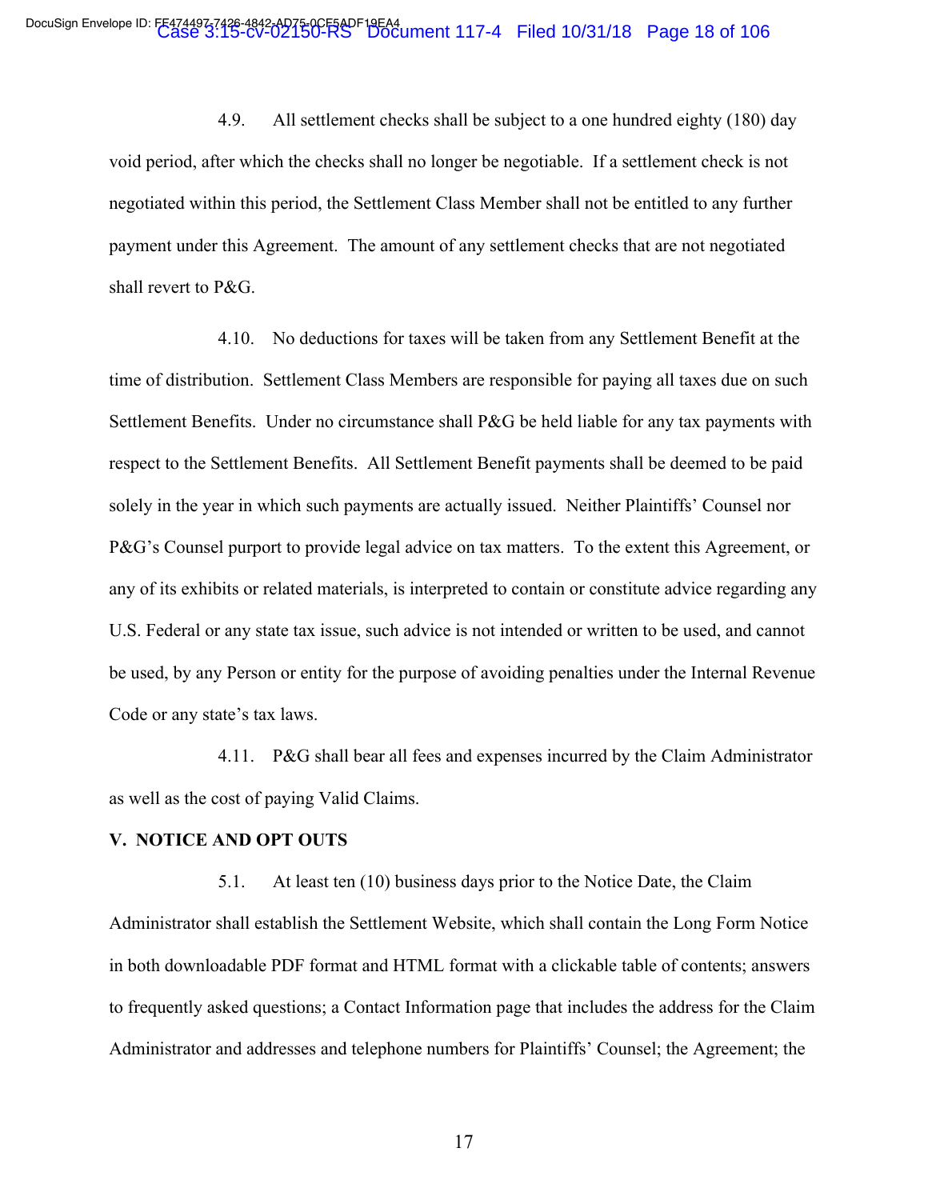4.9. All settlement checks shall be subject to a one hundred eighty (180) day void period, after which the checks shall no longer be negotiable. If a settlement check is not negotiated within this period, the Settlement Class Member shall not be entitled to any further payment under this Agreement. The amount of any settlement checks that are not negotiated shall revert to P&G.

4.10. No deductions for taxes will be taken from any Settlement Benefit at the time of distribution. Settlement Class Members are responsible for paying all taxes due on such Settlement Benefits. Under no circumstance shall P&G be held liable for any tax payments with respect to the Settlement Benefits. All Settlement Benefit payments shall be deemed to be paid solely in the year in which such payments are actually issued. Neither Plaintiffs' Counsel nor P&G's Counsel purport to provide legal advice on tax matters. To the extent this Agreement, or any of its exhibits or related materials, is interpreted to contain or constitute advice regarding any U.S. Federal or any state tax issue, such advice is not intended or written to be used, and cannot be used, by any Person or entity for the purpose of avoiding penalties under the Internal Revenue Code or any state's tax laws.

4.11. P&G shall bear all fees and expenses incurred by the Claim Administrator as well as the cost of paying Valid Claims.

## V. NOTICE AND OPT OUTS

5.1. At least ten (10) business days prior to the Notice Date, the Claim Administrator shall establish the Settlement Website, which shall contain the Long Form Notice in both downloadable PDF format and HTML format with a clickable table of contents; answers to frequently asked questions; a Contact Information page that includes the address for the Claim Administrator and addresses and telephone numbers for Plaintiffs' Counsel; the Agreement; the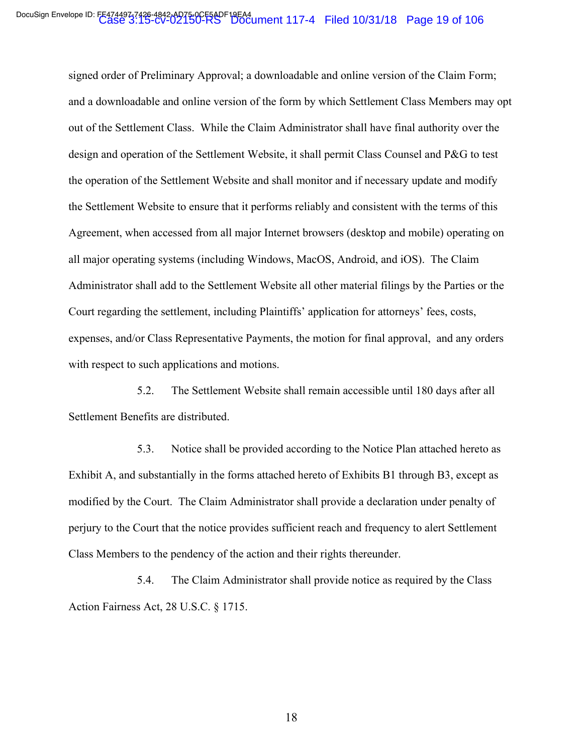signed order of Preliminary Approval; a downloadable and online version of the Claim Form; and a downloadable and online version of the form by which Settlement Class Members may opt out of the Settlement Class. While the Claim Administrator shall have final authority over the design and operation of the Settlement Website, it shall permit Class Counsel and P&G to test the operation of the Settlement Website and shall monitor and if necessary update and modify the Settlement Website to ensure that it performs reliably and consistent with the terms of this Agreement, when accessed from all major Internet browsers (desktop and mobile) operating on all major operating systems (including Windows, MacOS, Android, and iOS). The Claim Administrator shall add to the Settlement Website all other material filings by the Parties or the Court regarding the settlement, including Plaintiffs' application for attorneys' fees, costs, expenses, and/or Class Representative Payments, the motion for final approval, and any orders with respect to such applications and motions.

5.2. The Settlement Website shall remain accessible until 180 days after all Settlement Benefits are distributed.

5.3. Notice shall be provided according to the Notice Plan attached hereto as Exhibit A, and substantially in the forms attached hereto of Exhibits B1 through B3, except as modified by the Court. The Claim Administrator shall provide a declaration under penalty of perjury to the Court that the notice provides sufficient reach and frequency to alert Settlement Class Members to the pendency of the action and their rights thereunder.

5.4. The Claim Administrator shall provide notice as required by the Class Action Fairness Act, 28 U.S.C. § 1715.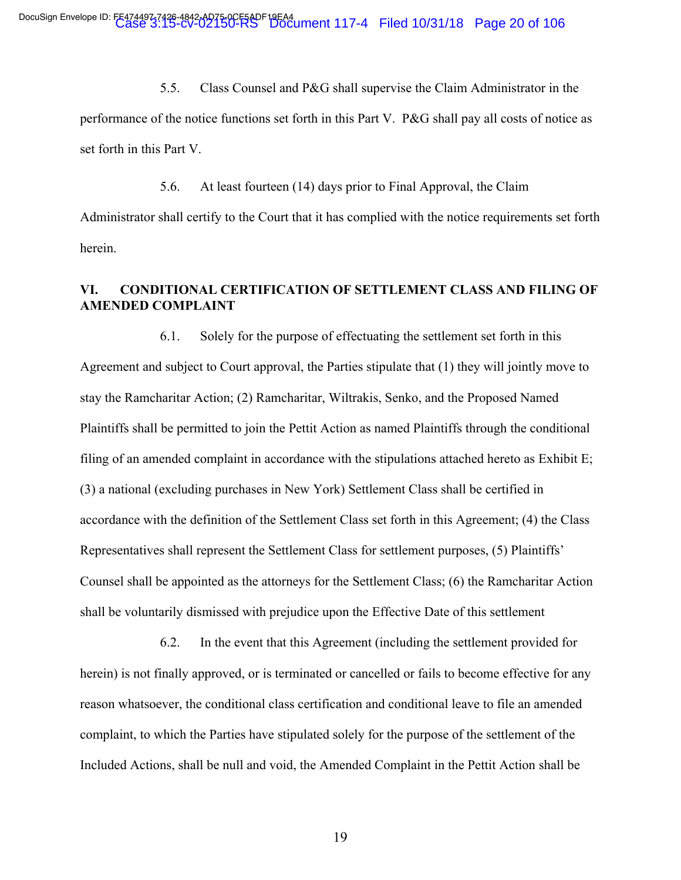5.5. Class Counsel and P&G shall supervise the Claim Administrator in the performance of the notice functions set forth in this Part V. P&G shall pay all costs of notice as set forth in this Part V.

5.6. At least fourteen (14) days prior to Final Approval, the Claim Administrator shall certify to the Court that it has complied with the notice requirements set forth herein.

## VI. CONDITIONAL CERTIFICATION OF SETTLEMENT CLASS AND FILING OF AMENDED COMPLAINT

6.1. Solely for the purpose of effectuating the settlement set forth in this Agreement and subject to Court approval, the Parties stipulate that (1) they will jointly move to stay the Ramcharitar Action; (2) Ramcharitar, Wiltrakis, Senko, and the Proposed Named Plaintiffs shall be permitted to join the Pettit Action as named Plaintiffs through the conditional filing of an amended complaint in accordance with the stipulations attached hereto as Exhibit E; (3) a national (excluding purchases in New York) Settlement Class shall be certified in accordance with the definition of the Settlement Class set forth in this Agreement; (4) the Class Representatives shall represent the Settlement Class for settlement purposes, (5) Plaintiffs' Counsel shall be appointed as the attorneys for the Settlement Class; (6) the Ramcharitar Action shall be voluntarily dismissed with prejudice upon the Effective Date of this settlement

6.2. In the event that this Agreement (including the settlement provided for herein) is not finally approved, or is terminated or cancelled or fails to become effective for any reason whatsoever, the conditional class certification and conditional leave to file an amended complaint, to which the Parties have stipulated solely for the purpose of the settlement of the Included Actions, shall be null and void, the Amended Complaint in the Pettit Action shall be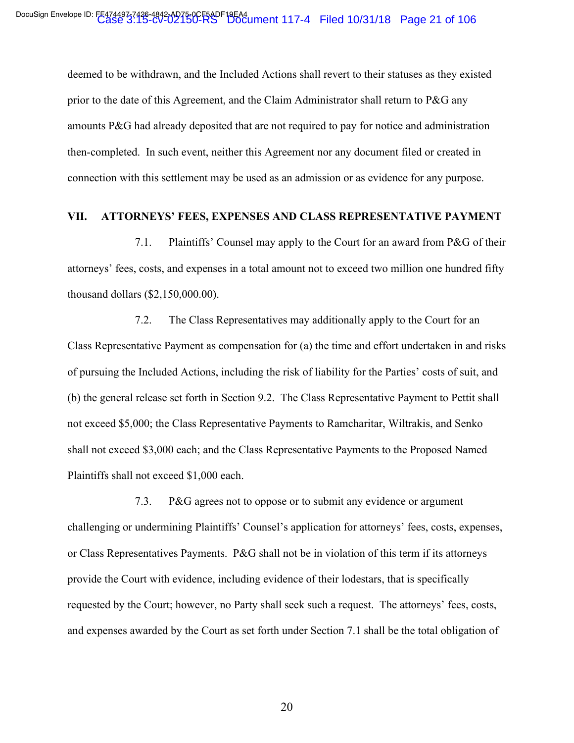deemed to be withdrawn, and the Included Actions shall revert to their statuses as they existed prior to the date of this Agreement, and the Claim Administrator shall return to P&G any amounts P&G had already deposited that are not required to pay for notice and administration then-completed. In such event, neither this Agreement nor any document filed or created in connection with this settlement may be used as an admission or as evidence for any purpose.

## VII. ATTORNEYS' FEES, EXPENSES AND CLASS REPRESENTATIVE PAYMENT

7.1. Plaintiffs' Counsel may apply to the Court for an award from P&G of their attorneys' fees, costs, and expenses in a total amount not to exceed two million one hundred fifty thousand dollars ($2,150,000.00).

7.2. The Class Representatives may additionally apply to the Court for an Class Representative Payment as compensation for (a) the time and effort undertaken in and risks of pursuing the Included Actions, including the risk of liability for the Parties' costs of suit, and (b) the general release set forth in Section 9.2. The Class Representative Payment to Pettit shall not exceed $5,000; the Class Representative Payments to Ramcharitar, Wiltrakis, and Senko shall not exceed $3,000 each; and the Class Representative Payments to the Proposed Named Plaintiffs shall not exceed $1,000 each.

7.3. P&G agrees not to oppose or to submit any evidence or argument challenging or undermining Plaintiffs' Counsel's application for attorneys' fees, costs, expenses, or Class Representatives Payments. P&G shall not be in violation of this term if its attorneys provide the Court with evidence, including evidence of their lodestars, that is specifically requested by the Court; however, no Party shall seek such a request. The attorneys' fees, costs, and expenses awarded by the Court as set forth under Section 7.1 shall be the total obligation of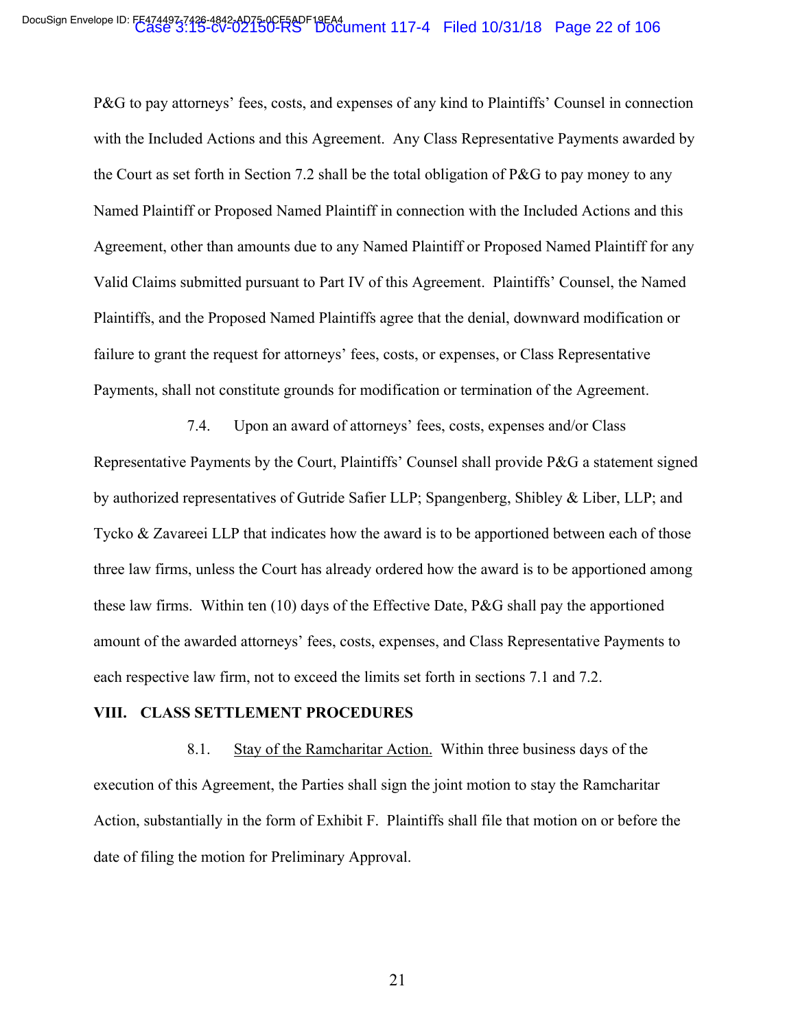P&G to pay attorneys' fees, costs, and expenses of any kind to Plaintiffs' Counsel in connection with the Included Actions and this Agreement. Any Class Representative Payments awarded by the Court as set forth in Section 7.2 shall be the total obligation of P&G to pay money to any Named Plaintiff or Proposed Named Plaintiff in connection with the Included Actions and this Agreement, other than amounts due to any Named Plaintiff or Proposed Named Plaintiff for any Valid Claims submitted pursuant to Part IV of this Agreement. Plaintiffs' Counsel, the Named Plaintiffs, and the Proposed Named Plaintiffs agree that the denial, downward modification or failure to grant the request for attorneys' fees, costs, or expenses, or Class Representative Payments, shall not constitute grounds for modification or termination of the Agreement.

7.4. Upon an award of attorneys' fees, costs, expenses and/or Class Representative Payments by the Court, Plaintiffs' Counsel shall provide P&G a statement signed by authorized representatives of Gutride Safier LLP; Spangenberg, Shibley & Liber, LLP; and Tycko & Zavareei LLP that indicates how the award is to be apportioned between each of those three law firms, unless the Court has already ordered how the award is to be apportioned among these law firms. Within ten (10) days of the Effective Date, P&G shall pay the apportioned amount of the awarded attorneys' fees, costs, expenses, and Class Representative Payments to each respective law firm, not to exceed the limits set forth in sections 7.1 and 7.2.

## VIII. CLASS SETTLEMENT PROCEDURES

8.1. Stay of the Ramcharitar Action. Within three business days of the execution of this Agreement, the Parties shall sign the joint motion to stay the Ramcharitar Action, substantially in the form of Exhibit F. Plaintiffs shall file that motion on or before the date of filing the motion for Preliminary Approval.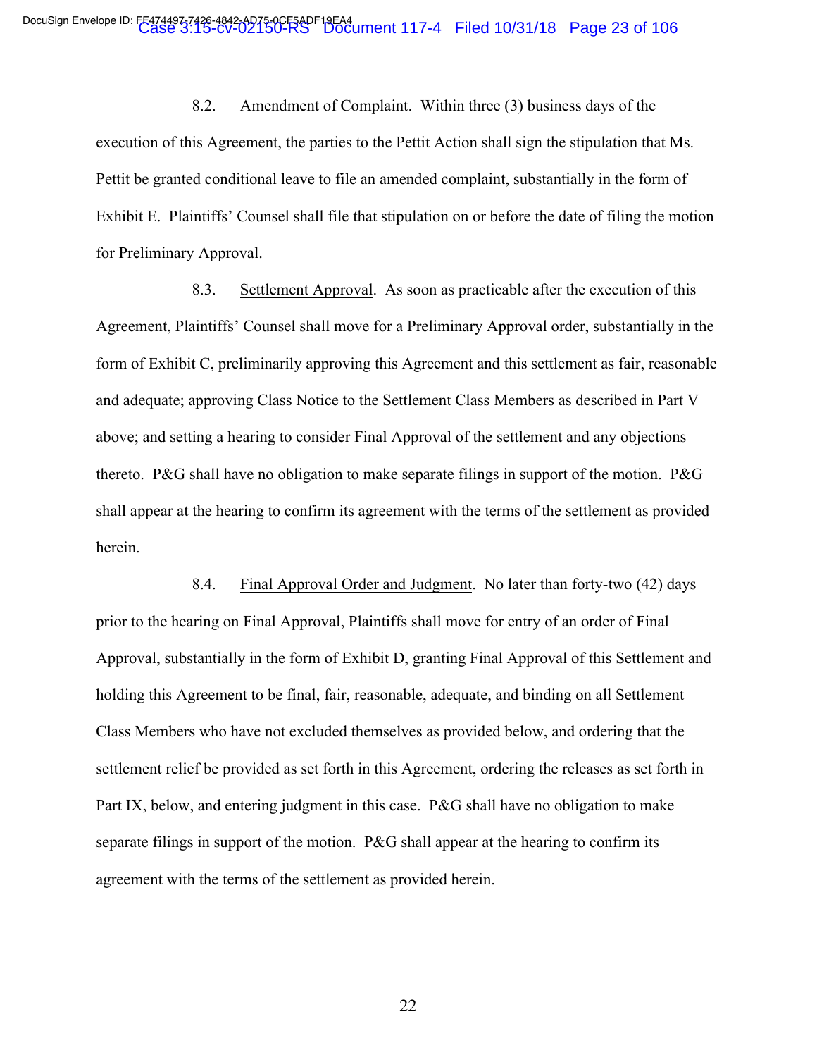8.2. Amendment of Complaint. Within three (3) business days of the execution of this Agreement, the parties to the Pettit Action shall sign the stipulation that Ms. Pettit be granted conditional leave to file an amended complaint, substantially in the form of Exhibit E. Plaintiffs' Counsel shall file that stipulation on or before the date of filing the motion for Preliminary Approval.

8.3. Settlement Approval. As soon as practicable after the execution of this Agreement, Plaintiffs' Counsel shall move for a Preliminary Approval order, substantially in the form of Exhibit C, preliminarily approving this Agreement and this settlement as fair, reasonable and adequate; approving Class Notice to the Settlement Class Members as described in Part V above; and setting a hearing to consider Final Approval of the settlement and any objections thereto. P&G shall have no obligation to make separate filings in support of the motion. P&G shall appear at the hearing to confirm its agreement with the terms of the settlement as provided herein.

8.4. Final Approval Order and Judgment. No later than forty-two (42) days prior to the hearing on Final Approval, Plaintiffs shall move for entry of an order of Final Approval, substantially in the form of Exhibit D, granting Final Approval of this Settlement and holding this Agreement to be final, fair, reasonable, adequate, and binding on all Settlement Class Members who have not excluded themselves as provided below, and ordering that the settlement relief be provided as set forth in this Agreement, ordering the releases as set forth in Part IX, below, and entering judgment in this case. P&G shall have no obligation to make separate filings in support of the motion. P&G shall appear at the hearing to confirm its agreement with the terms of the settlement as provided herein.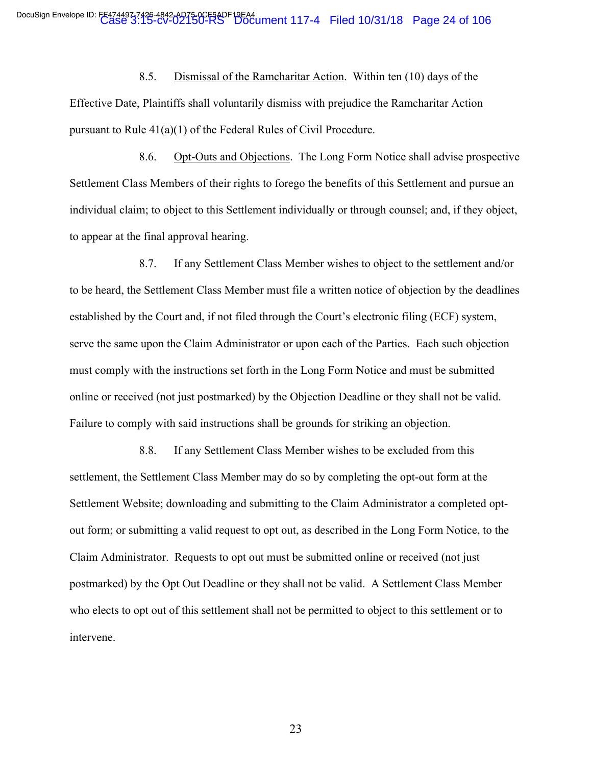8.5. Dismissal of the Ramcharitar Action. Within ten (10) days of the Effective Date, Plaintiffs shall voluntarily dismiss with prejudice the Ramcharitar Action pursuant to Rule 41(a)(1) of the Federal Rules of Civil Procedure.

8.6. Opt-Outs and Objections. The Long Form Notice shall advise prospective Settlement Class Members of their rights to forego the benefits of this Settlement and pursue an individual claim; to object to this Settlement individually or through counsel; and, if they object, to appear at the final approval hearing.

8.7. If any Settlement Class Member wishes to object to the settlement and/or to be heard, the Settlement Class Member must file a written notice of objection by the deadlines established by the Court and, if not filed through the Court's electronic filing (ECF) system, serve the same upon the Claim Administrator or upon each of the Parties. Each such objection must comply with the instructions set forth in the Long Form Notice and must be submitted online or received (not just postmarked) by the Objection Deadline or they shall not be valid. Failure to comply with said instructions shall be grounds for striking an objection.

8.8. If any Settlement Class Member wishes to be excluded from this settlement, the Settlement Class Member may do so by completing the opt-out form at the Settlement Website; downloading and submitting to the Claim Administrator a completed opt-out form; or submitting a valid request to opt out, as described in the Long Form Notice, to the Claim Administrator. Requests to opt out must be submitted online or received (not just postmarked) by the Opt Out Deadline or they shall not be valid. A Settlement Class Member who elects to opt out of this settlement shall not be permitted to object to this settlement or to intervene.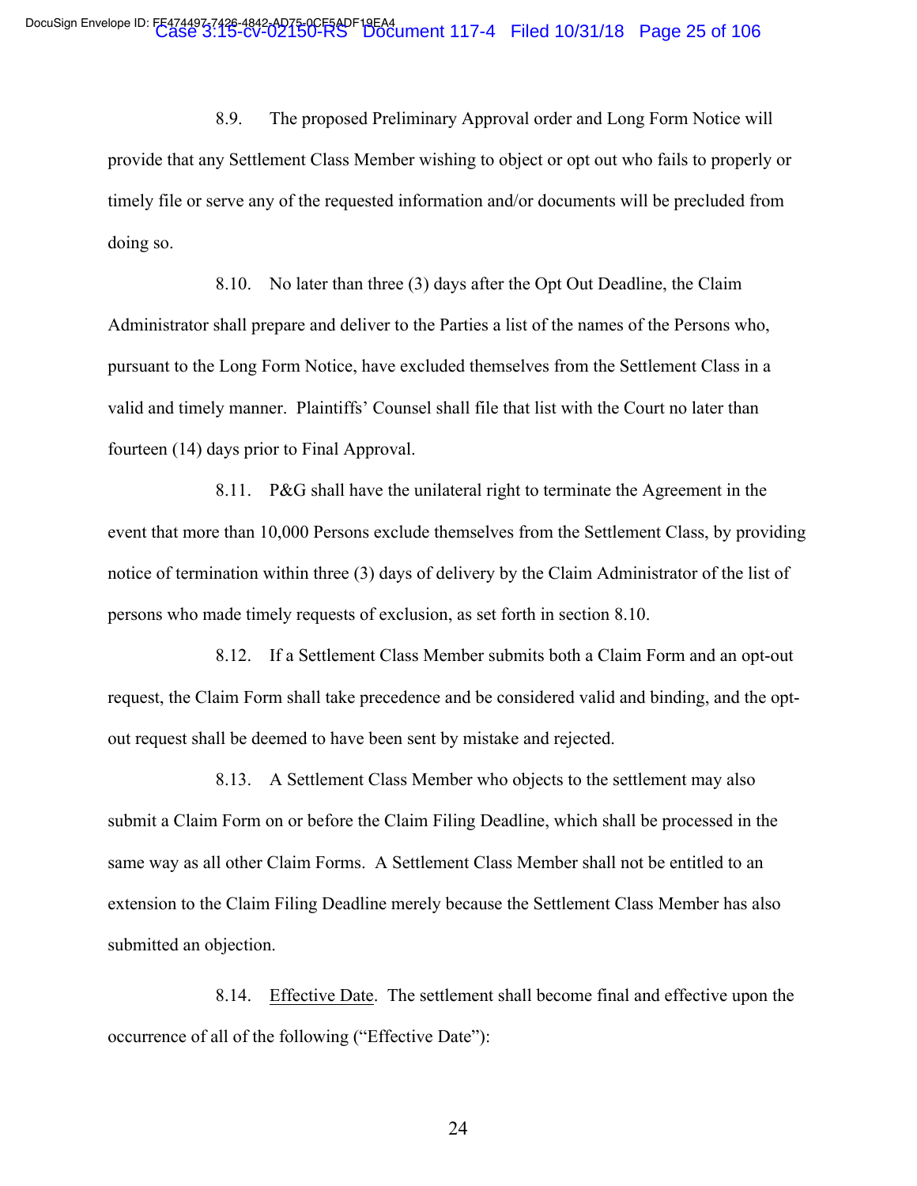8.9. The proposed Preliminary Approval order and Long Form Notice will provide that any Settlement Class Member wishing to object or opt out who fails to properly or timely file or serve any of the requested information and/or documents will be precluded from doing so.

8.10. No later than three (3) days after the Opt Out Deadline, the Claim Administrator shall prepare and deliver to the Parties a list of the names of the Persons who, pursuant to the Long Form Notice, have excluded themselves from the Settlement Class in a valid and timely manner. Plaintiffs' Counsel shall file that list with the Court no later than fourteen (14) days prior to Final Approval.

8.11. P&G shall have the unilateral right to terminate the Agreement in the event that more than 10,000 Persons exclude themselves from the Settlement Class, by providing notice of termination within three (3) days of delivery by the Claim Administrator of the list of persons who made timely requests of exclusion, as set forth in section 8.10.

8.12. If a Settlement Class Member submits both a Claim Form and an opt-out request, the Claim Form shall take precedence and be considered valid and binding, and the opt-out request shall be deemed to have been sent by mistake and rejected.

8.13. A Settlement Class Member who objects to the settlement may also submit a Claim Form on or before the Claim Filing Deadline, which shall be processed in the same way as all other Claim Forms. A Settlement Class Member shall not be entitled to an extension to the Claim Filing Deadline merely because the Settlement Class Member has also submitted an objection.

8.14. Effective Date. The settlement shall become final and effective upon the occurrence of all of the following ("Effective Date"):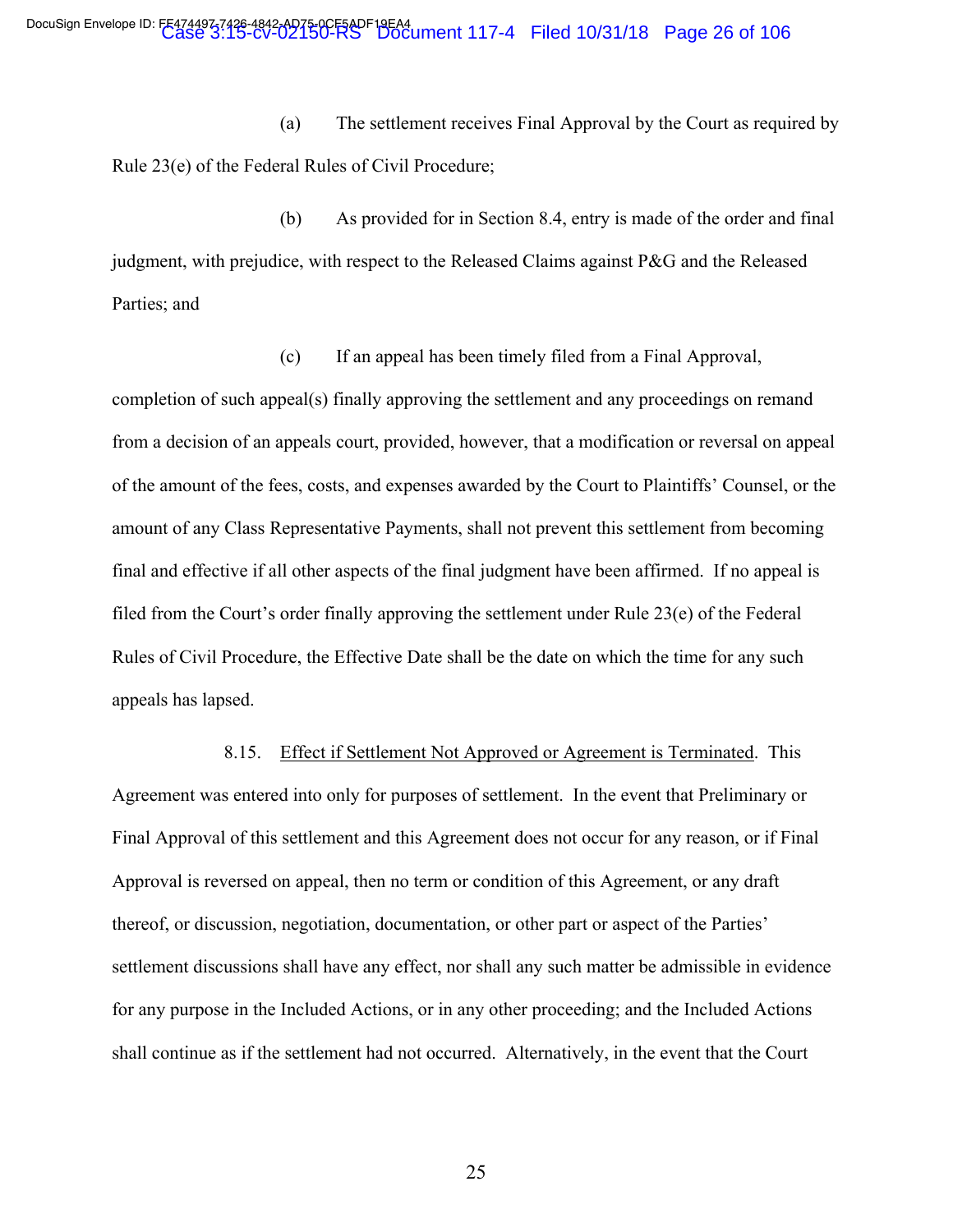(a) The settlement receives Final Approval by the Court as required by Rule 23(e) of the Federal Rules of Civil Procedure;

(b) As provided for in Section 8.4, entry is made of the order and final judgment, with prejudice, with respect to the Released Claims against P&G and the Released Parties; and

(c) If an appeal has been timely filed from a Final Approval, completion of such appeal(s) finally approving the settlement and any proceedings on remand from a decision of an appeals court, provided, however, that a modification or reversal on appeal of the amount of the fees, costs, and expenses awarded by the Court to Plaintiffs' Counsel, or the amount of any Class Representative Payments, shall not prevent this settlement from becoming final and effective if all other aspects of the final judgment have been affirmed. If no appeal is filed from the Court's order finally approving the settlement under Rule 23(e) of the Federal Rules of Civil Procedure, the Effective Date shall be the date on which the time for any such appeals has lapsed.

8.15. <u>Effect if Settlement Not Approved or Agreement is Terminated</u>. This Agreement was entered into only for purposes of settlement. In the event that Preliminary or Final Approval of this settlement and this Agreement does not occur for any reason, or if Final Approval is reversed on appeal, then no term or condition of this Agreement, or any draft thereof, or discussion, negotiation, documentation, or other part or aspect of the Parties' settlement discussions shall have any effect, nor shall any such matter be admissible in evidence for any purpose in the Included Actions, or in any other proceeding; and the Included Actions shall continue as if the settlement had not occurred. Alternatively, in the event that the Court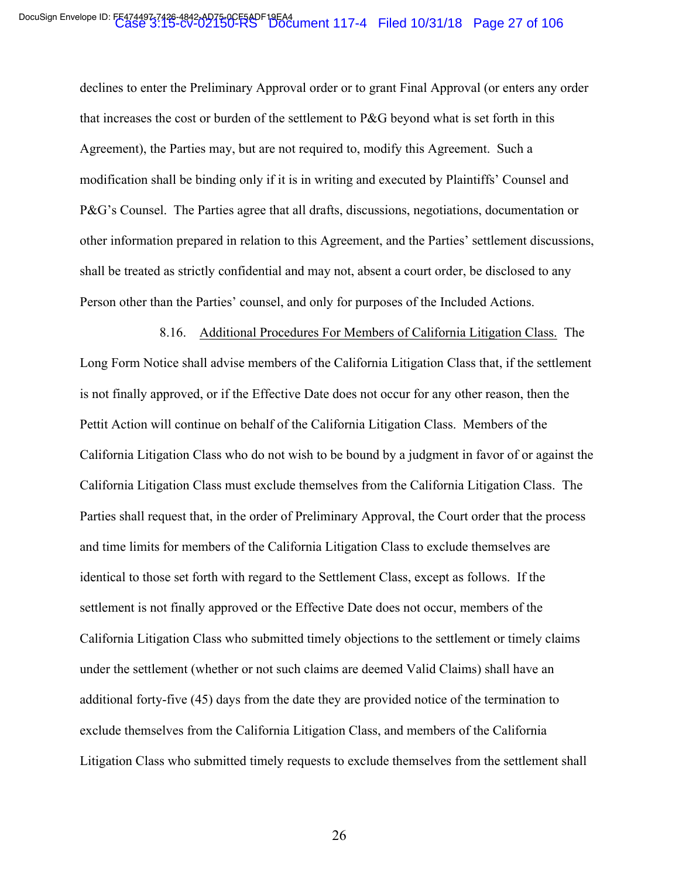declines to enter the Preliminary Approval order or to grant Final Approval (or enters any order that increases the cost or burden of the settlement to P&G beyond what is set forth in this Agreement), the Parties may, but are not required to, modify this Agreement. Such a modification shall be binding only if it is in writing and executed by Plaintiffs' Counsel and P&G's Counsel. The Parties agree that all drafts, discussions, negotiations, documentation or other information prepared in relation to this Agreement, and the Parties' settlement discussions, shall be treated as strictly confidential and may not, absent a court order, be disclosed to any Person other than the Parties' counsel, and only for purposes of the Included Actions.

8.16. Additional Procedures For Members of California Litigation Class. The Long Form Notice shall advise members of the California Litigation Class that, if the settlement is not finally approved, or if the Effective Date does not occur for any other reason, then the Pettit Action will continue on behalf of the California Litigation Class. Members of the California Litigation Class who do not wish to be bound by a judgment in favor of or against the California Litigation Class must exclude themselves from the California Litigation Class. The Parties shall request that, in the order of Preliminary Approval, the Court order that the process and time limits for members of the California Litigation Class to exclude themselves are identical to those set forth with regard to the Settlement Class, except as follows. If the settlement is not finally approved or the Effective Date does not occur, members of the California Litigation Class who submitted timely objections to the settlement or timely claims under the settlement (whether or not such claims are deemed Valid Claims) shall have an additional forty-five (45) days from the date they are provided notice of the termination to exclude themselves from the California Litigation Class, and members of the California Litigation Class who submitted timely requests to exclude themselves from the settlement shall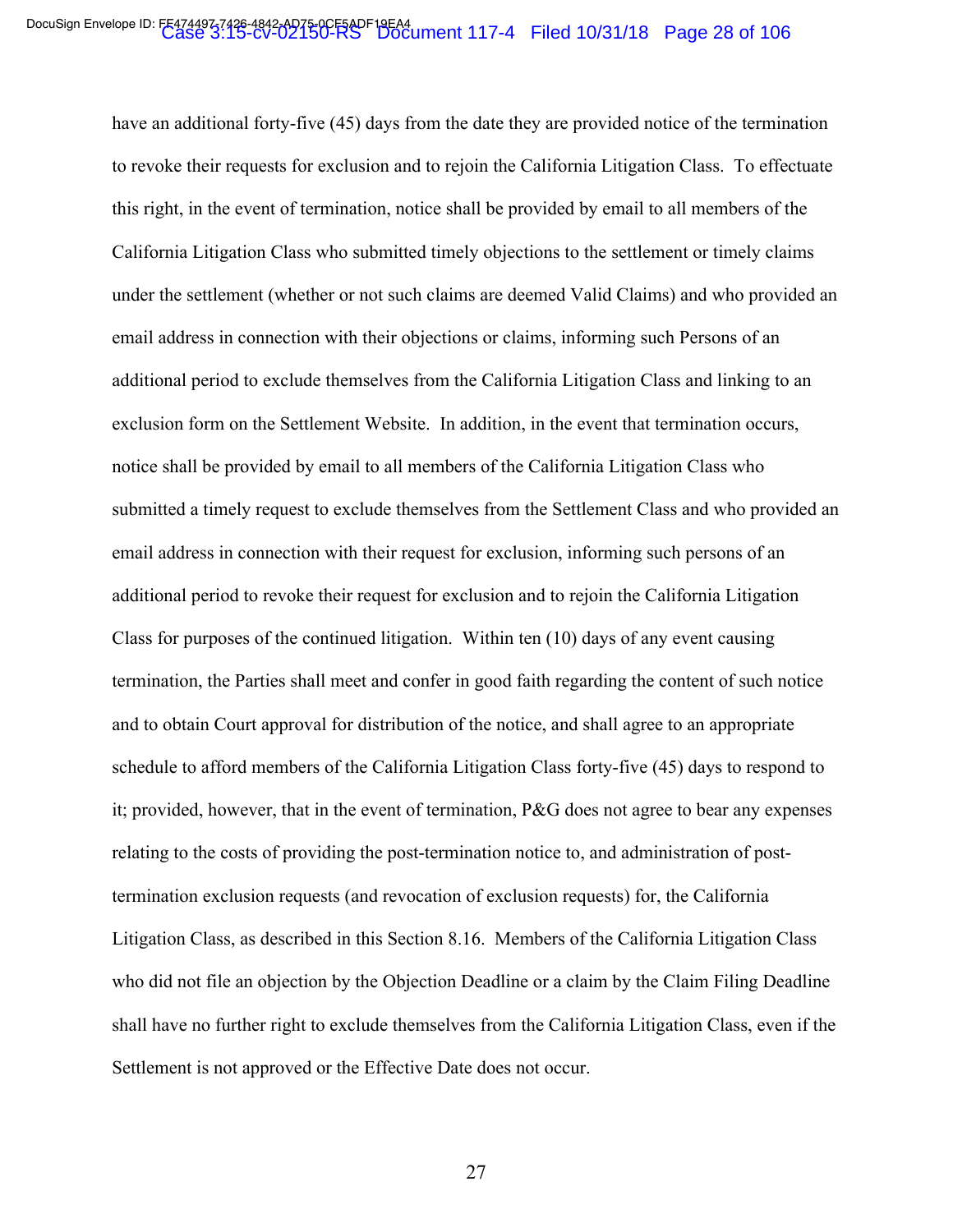have an additional forty-five (45) days from the date they are provided notice of the termination to revoke their requests for exclusion and to rejoin the California Litigation Class. To effectuate this right, in the event of termination, notice shall be provided by email to all members of the California Litigation Class who submitted timely objections to the settlement or timely claims under the settlement (whether or not such claims are deemed Valid Claims) and who provided an email address in connection with their objections or claims, informing such Persons of an additional period to exclude themselves from the California Litigation Class and linking to an exclusion form on the Settlement Website. In addition, in the event that termination occurs, notice shall be provided by email to all members of the California Litigation Class who submitted a timely request to exclude themselves from the Settlement Class and who provided an email address in connection with their request for exclusion, informing such persons of an additional period to revoke their request for exclusion and to rejoin the California Litigation Class for purposes of the continued litigation. Within ten (10) days of any event causing termination, the Parties shall meet and confer in good faith regarding the content of such notice and to obtain Court approval for distribution of the notice, and shall agree to an appropriate schedule to afford members of the California Litigation Class forty-five (45) days to respond to it; provided, however, that in the event of termination, P&G does not agree to bear any expenses relating to the costs of providing the post-termination notice to, and administration of post-termination exclusion requests (and revocation of exclusion requests) for, the California Litigation Class, as described in this Section 8.16. Members of the California Litigation Class who did not file an objection by the Objection Deadline or a claim by the Claim Filing Deadline shall have no further right to exclude themselves from the California Litigation Class, even if the Settlement is not approved or the Effective Date does not occur.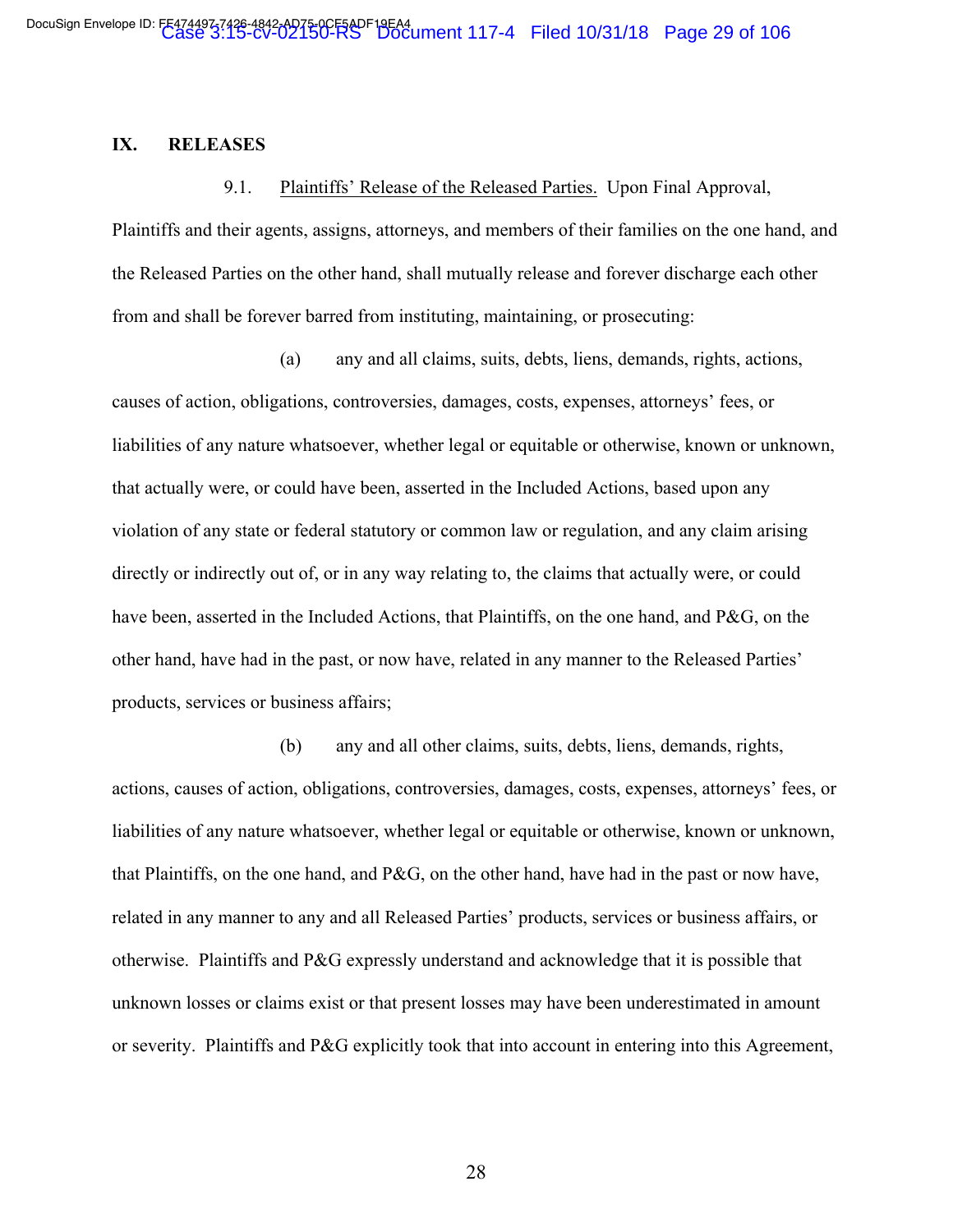## IX. RELEASES

9.1. Plaintiffs' Release of the Released Parties. Upon Final Approval, Plaintiffs and their agents, assigns, attorneys, and members of their families on the one hand, and the Released Parties on the other hand, shall mutually release and forever discharge each other from and shall be forever barred from instituting, maintaining, or prosecuting:

(a) any and all claims, suits, debts, liens, demands, rights, actions, causes of action, obligations, controversies, damages, costs, expenses, attorneys' fees, or liabilities of any nature whatsoever, whether legal or equitable or otherwise, known or unknown, that actually were, or could have been, asserted in the Included Actions, based upon any violation of any state or federal statutory or common law or regulation, and any claim arising directly or indirectly out of, or in any way relating to, the claims that actually were, or could have been, asserted in the Included Actions, that Plaintiffs, on the one hand, and P&G, on the other hand, have had in the past, or now have, related in any manner to the Released Parties' products, services or business affairs;

(b) any and all other claims, suits, debts, liens, demands, rights, actions, causes of action, obligations, controversies, damages, costs, expenses, attorneys' fees, or liabilities of any nature whatsoever, whether legal or equitable or otherwise, known or unknown, that Plaintiffs, on the one hand, and P&G, on the other hand, have had in the past or now have, related in any manner to any and all Released Parties' products, services or business affairs, or otherwise. Plaintiffs and P&G expressly understand and acknowledge that it is possible that unknown losses or claims exist or that present losses may have been underestimated in amount or severity. Plaintiffs and P&G explicitly took that into account in entering into this Agreement,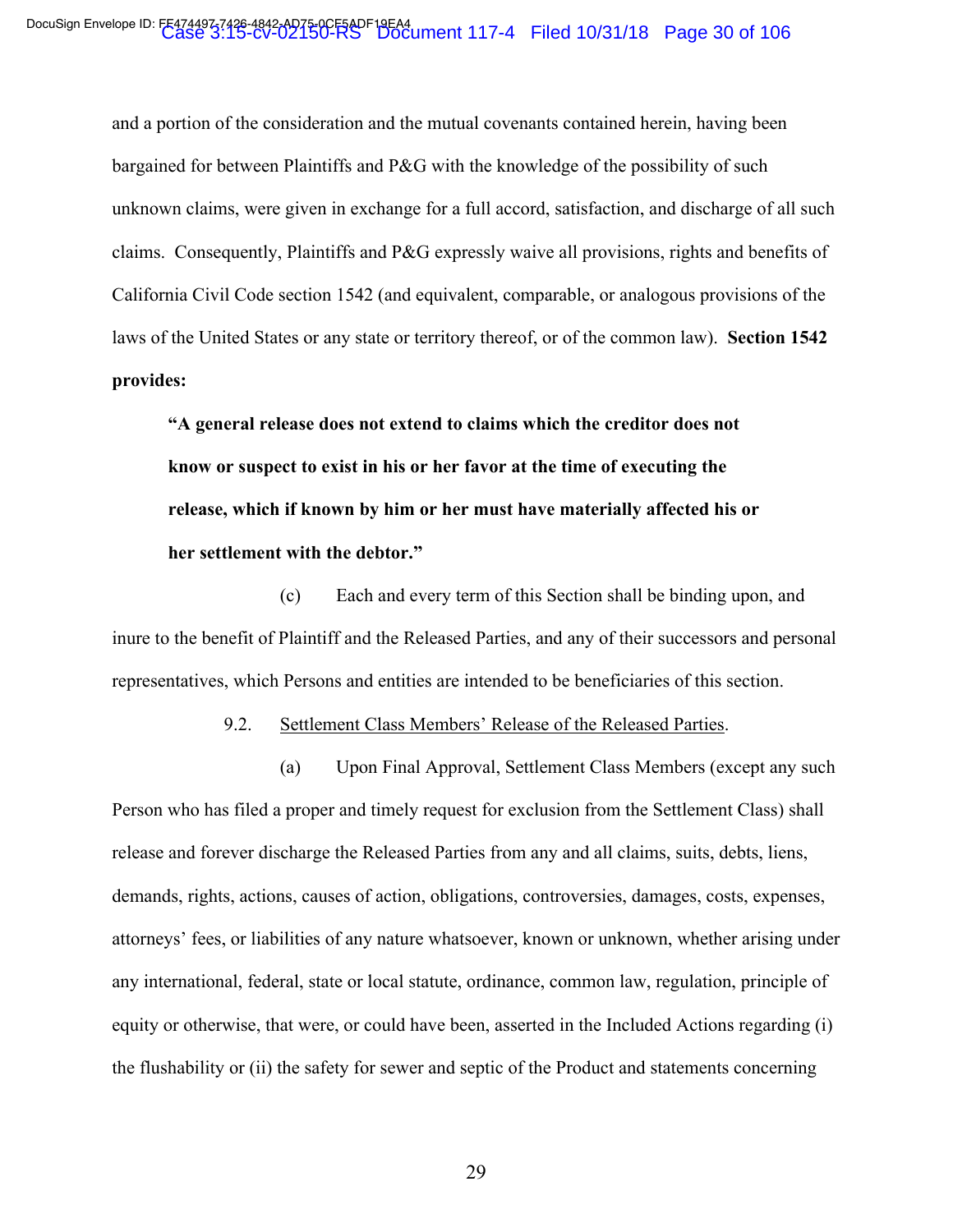and a portion of the consideration and the mutual covenants contained herein, having been bargained for between Plaintiffs and P&G with the knowledge of the possibility of such unknown claims, were given in exchange for a full accord, satisfaction, and discharge of all such claims. Consequently, Plaintiffs and P&G expressly waive all provisions, rights and benefits of California Civil Code section 1542 (and equivalent, comparable, or analogous provisions of the laws of the United States or any state or territory thereof, or of the common law). **Section 1542 provides:**

> **"A general release does not extend to claims which the creditor does not know or suspect to exist in his or her favor at the time of executing the release, which if known by him or her must have materially affected his or her settlement with the debtor."**

(c) Each and every term of this Section shall be binding upon, and inure to the benefit of Plaintiff and the Released Parties, and any of their successors and personal representatives, which Persons and entities are intended to be beneficiaries of this section.

9.2. Settlement Class Members' Release of the Released Parties.

(a) Upon Final Approval, Settlement Class Members (except any such Person who has filed a proper and timely request for exclusion from the Settlement Class) shall release and forever discharge the Released Parties from any and all claims, suits, debts, liens, demands, rights, actions, causes of action, obligations, controversies, damages, costs, expenses, attorneys' fees, or liabilities of any nature whatsoever, known or unknown, whether arising under any international, federal, state or local statute, ordinance, common law, regulation, principle of equity or otherwise, that were, or could have been, asserted in the Included Actions regarding (i) the flushability or (ii) the safety for sewer and septic of the Product and statements concerning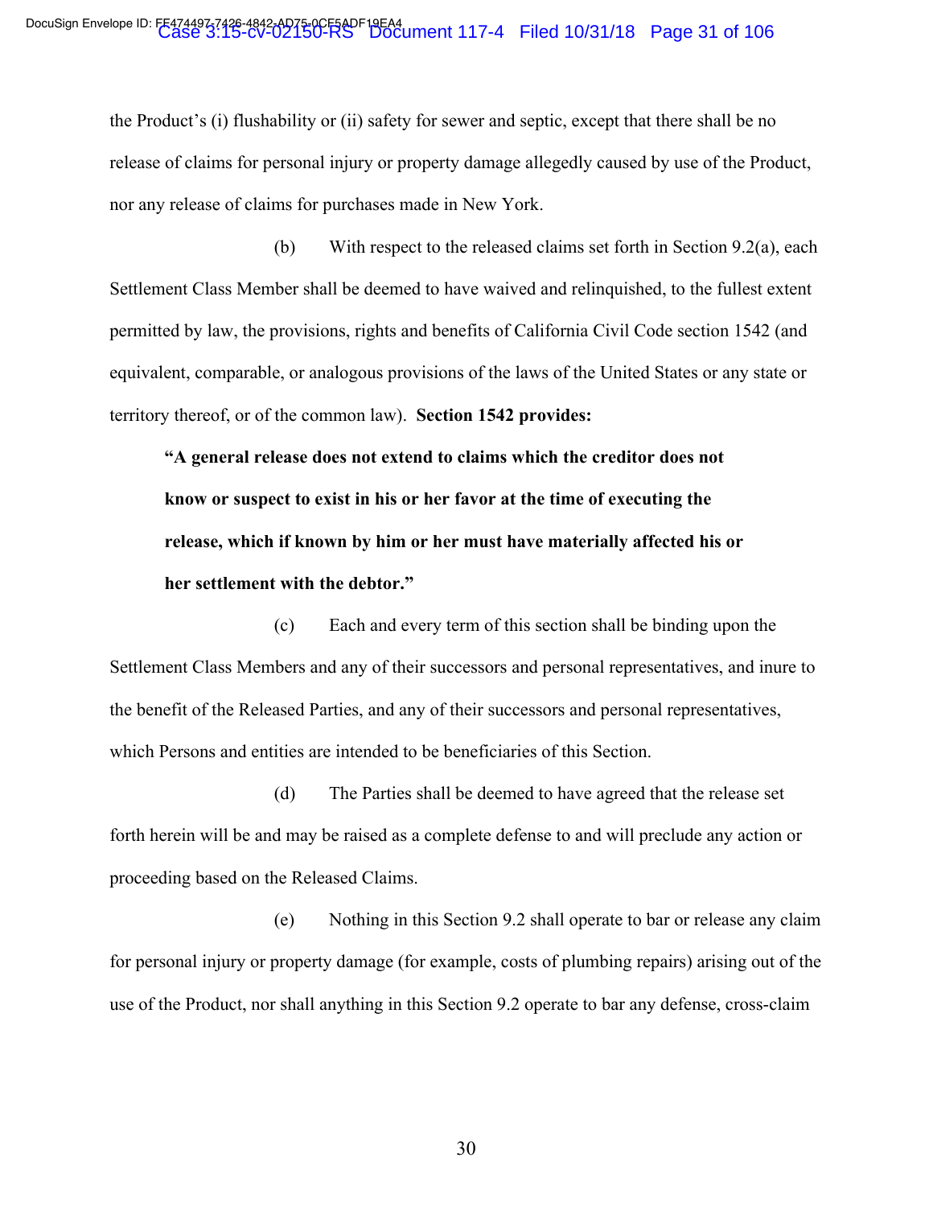the Product's (i) flushability or (ii) safety for sewer and septic, except that there shall be no release of claims for personal injury or property damage allegedly caused by use of the Product, nor any release of claims for purchases made in New York.

(b) With respect to the released claims set forth in Section 9.2(a), each Settlement Class Member shall be deemed to have waived and relinquished, to the fullest extent permitted by law, the provisions, rights and benefits of California Civil Code section 1542 (and equivalent, comparable, or analogous provisions of the laws of the United States or any state or territory thereof, or of the common law). **Section 1542 provides:**

> **"A general release does not extend to claims which the creditor does not know or suspect to exist in his or her favor at the time of executing the release, which if known by him or her must have materially affected his or her settlement with the debtor."**

(c) Each and every term of this section shall be binding upon the Settlement Class Members and any of their successors and personal representatives, and inure to the benefit of the Released Parties, and any of their successors and personal representatives, which Persons and entities are intended to be beneficiaries of this Section.

(d) The Parties shall be deemed to have agreed that the release set forth herein will be and may be raised as a complete defense to and will preclude any action or proceeding based on the Released Claims.

(e) Nothing in this Section 9.2 shall operate to bar or release any claim for personal injury or property damage (for example, costs of plumbing repairs) arising out of the use of the Product, nor shall anything in this Section 9.2 operate to bar any defense, cross-claim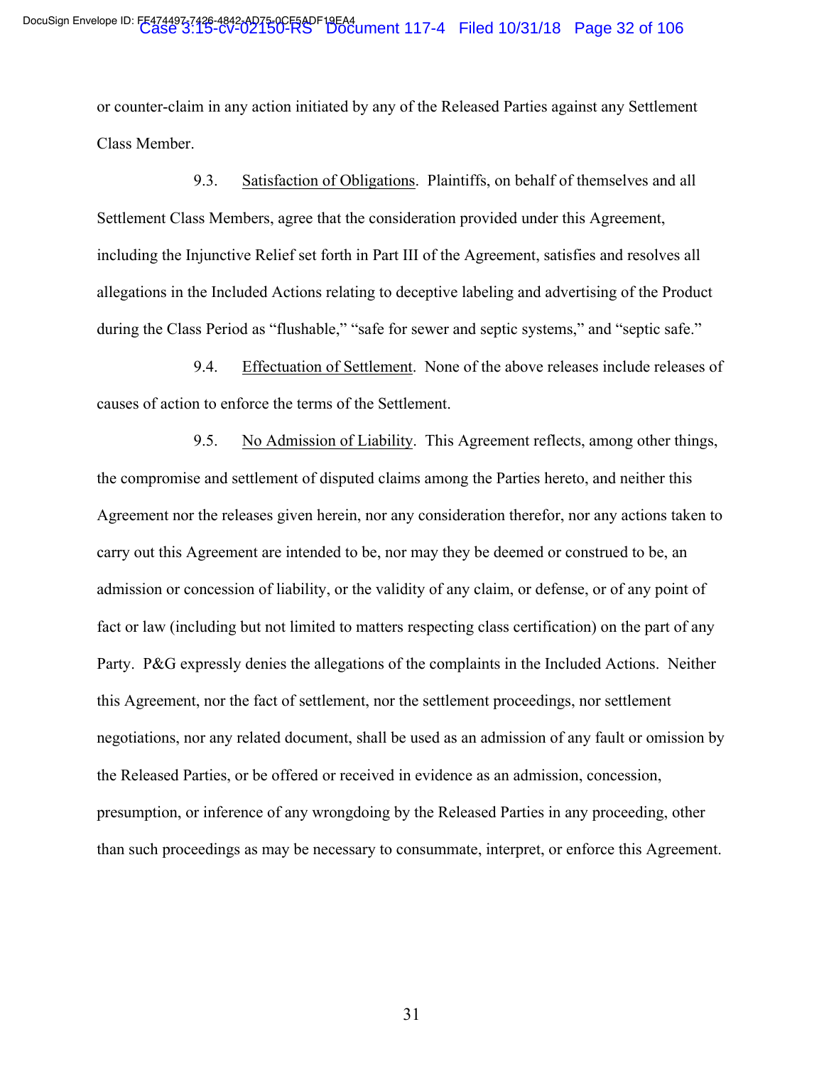or counter-claim in any action initiated by any of the Released Parties against any Settlement Class Member.

9.3. Satisfaction of Obligations. Plaintiffs, on behalf of themselves and all Settlement Class Members, agree that the consideration provided under this Agreement, including the Injunctive Relief set forth in Part III of the Agreement, satisfies and resolves all allegations in the Included Actions relating to deceptive labeling and advertising of the Product during the Class Period as "flushable," "safe for sewer and septic systems," and "septic safe."

9.4. Effectuation of Settlement. None of the above releases include releases of causes of action to enforce the terms of the Settlement.

9.5. No Admission of Liability. This Agreement reflects, among other things, the compromise and settlement of disputed claims among the Parties hereto, and neither this Agreement nor the releases given herein, nor any consideration therefor, nor any actions taken to carry out this Agreement are intended to be, nor may they be deemed or construed to be, an admission or concession of liability, or the validity of any claim, or defense, or of any point of fact or law (including but not limited to matters respecting class certification) on the part of any Party. P&G expressly denies the allegations of the complaints in the Included Actions. Neither this Agreement, nor the fact of settlement, nor the settlement proceedings, nor settlement negotiations, nor any related document, shall be used as an admission of any fault or omission by the Released Parties, or be offered or received in evidence as an admission, concession, presumption, or inference of any wrongdoing by the Released Parties in any proceeding, other than such proceedings as may be necessary to consummate, interpret, or enforce this Agreement.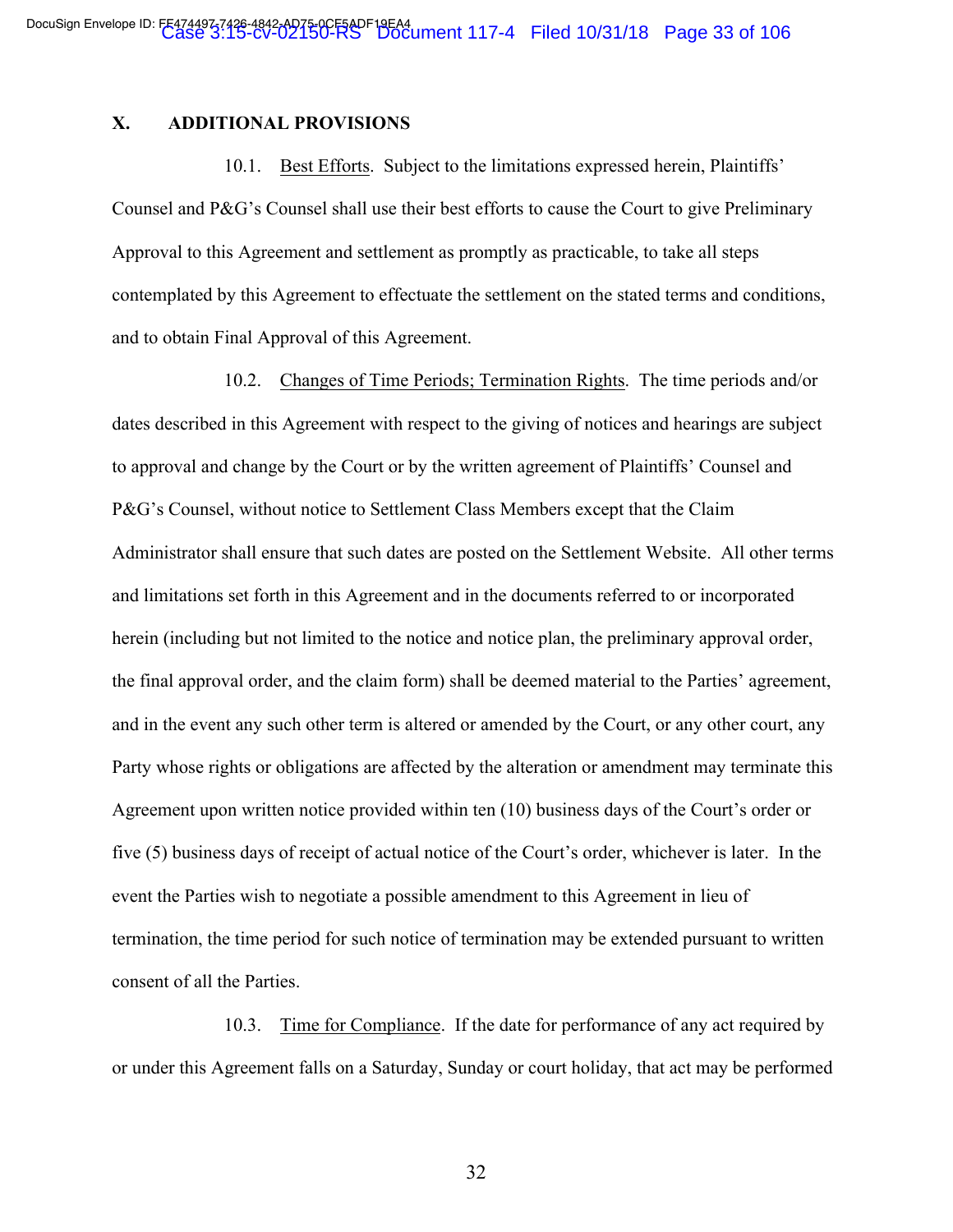## X. ADDITIONAL PROVISIONS

10.1. Best Efforts. Subject to the limitations expressed herein, Plaintiffs' Counsel and P&G's Counsel shall use their best efforts to cause the Court to give Preliminary Approval to this Agreement and settlement as promptly as practicable, to take all steps contemplated by this Agreement to effectuate the settlement on the stated terms and conditions, and to obtain Final Approval of this Agreement.

10.2. Changes of Time Periods; Termination Rights. The time periods and/or dates described in this Agreement with respect to the giving of notices and hearings are subject to approval and change by the Court or by the written agreement of Plaintiffs' Counsel and P&G's Counsel, without notice to Settlement Class Members except that the Claim Administrator shall ensure that such dates are posted on the Settlement Website. All other terms and limitations set forth in this Agreement and in the documents referred to or incorporated herein (including but not limited to the notice and notice plan, the preliminary approval order, the final approval order, and the claim form) shall be deemed material to the Parties' agreement, and in the event any such other term is altered or amended by the Court, or any other court, any Party whose rights or obligations are affected by the alteration or amendment may terminate this Agreement upon written notice provided within ten (10) business days of the Court's order or five (5) business days of receipt of actual notice of the Court's order, whichever is later. In the event the Parties wish to negotiate a possible amendment to this Agreement in lieu of termination, the time period for such notice of termination may be extended pursuant to written consent of all the Parties.

10.3. Time for Compliance. If the date for performance of any act required by or under this Agreement falls on a Saturday, Sunday or court holiday, that act may be performed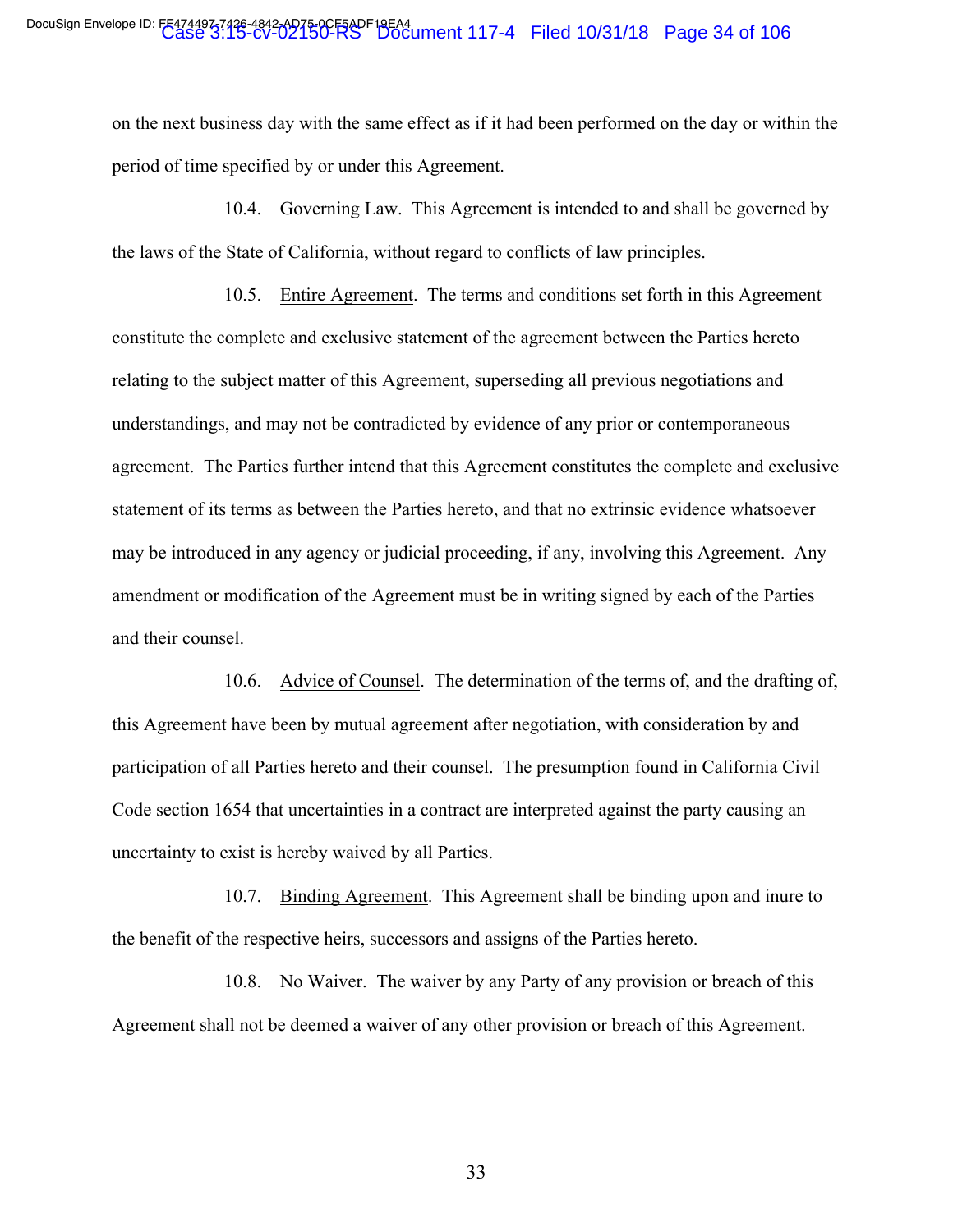on the next business day with the same effect as if it had been performed on the day or within the period of time specified by or under this Agreement.

10.4. Governing Law. This Agreement is intended to and shall be governed by the laws of the State of California, without regard to conflicts of law principles.

10.5. Entire Agreement. The terms and conditions set forth in this Agreement constitute the complete and exclusive statement of the agreement between the Parties hereto relating to the subject matter of this Agreement, superseding all previous negotiations and understandings, and may not be contradicted by evidence of any prior or contemporaneous agreement. The Parties further intend that this Agreement constitutes the complete and exclusive statement of its terms as between the Parties hereto, and that no extrinsic evidence whatsoever may be introduced in any agency or judicial proceeding, if any, involving this Agreement. Any amendment or modification of the Agreement must be in writing signed by each of the Parties and their counsel.

10.6. Advice of Counsel. The determination of the terms of, and the drafting of, this Agreement have been by mutual agreement after negotiation, with consideration by and participation of all Parties hereto and their counsel. The presumption found in California Civil Code section 1654 that uncertainties in a contract are interpreted against the party causing an uncertainty to exist is hereby waived by all Parties.

10.7. Binding Agreement. This Agreement shall be binding upon and inure to the benefit of the respective heirs, successors and assigns of the Parties hereto.

10.8. No Waiver. The waiver by any Party of any provision or breach of this Agreement shall not be deemed a waiver of any other provision or breach of this Agreement.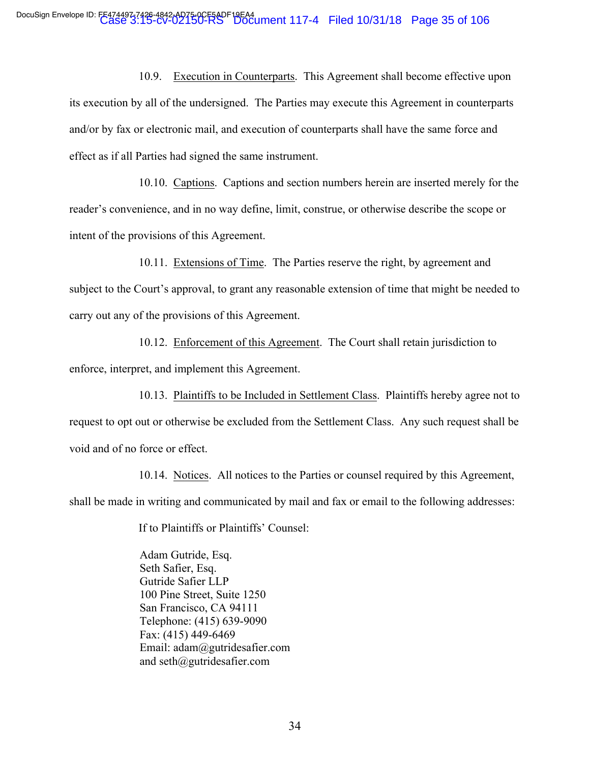10.9. Execution in Counterparts. This Agreement shall become effective upon its execution by all of the undersigned. The Parties may execute this Agreement in counterparts and/or by fax or electronic mail, and execution of counterparts shall have the same force and effect as if all Parties had signed the same instrument.

10.10. Captions. Captions and section numbers herein are inserted merely for the reader's convenience, and in no way define, limit, construe, or otherwise describe the scope or intent of the provisions of this Agreement.

10.11. Extensions of Time. The Parties reserve the right, by agreement and subject to the Court's approval, to grant any reasonable extension of time that might be needed to carry out any of the provisions of this Agreement.

10.12. Enforcement of this Agreement. The Court shall retain jurisdiction to enforce, interpret, and implement this Agreement.

10.13. Plaintiffs to be Included in Settlement Class. Plaintiffs hereby agree not to request to opt out or otherwise be excluded from the Settlement Class. Any such request shall be void and of no force or effect.

10.14. Notices. All notices to the Parties or counsel required by this Agreement, shall be made in writing and communicated by mail and fax or email to the following addresses:

If to Plaintiffs or Plaintiffs' Counsel:

Adam Gutride, Esq.
Seth Safier, Esq.
Gutride Safier LLP
100 Pine Street, Suite 1250
San Francisco, CA 94111
Telephone: (415) 639-9090
Fax: (415) 449-6469
Email: adam@gutridesafier.com
and seth@gutridesafier.com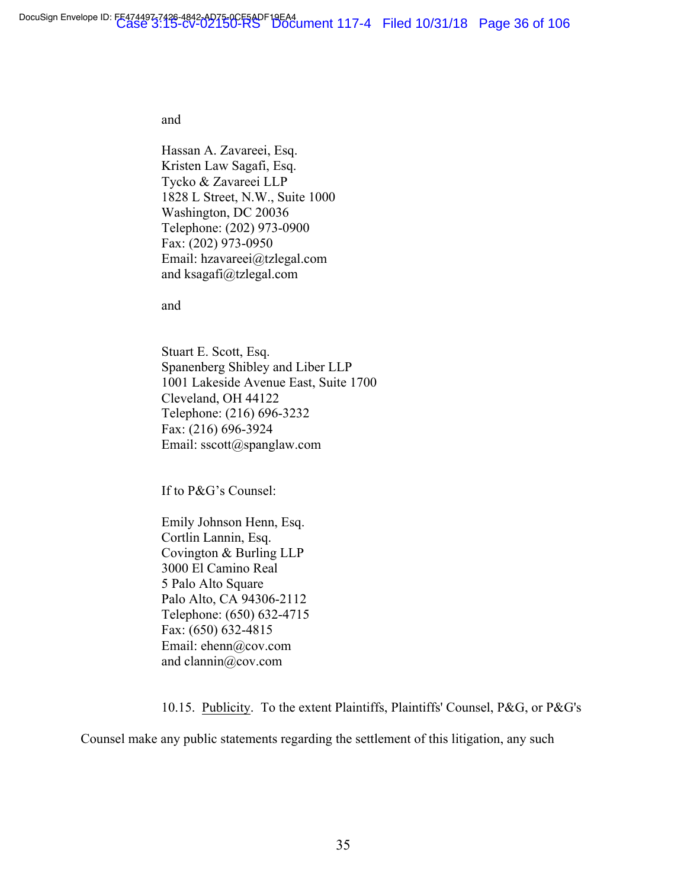and

Hassan A. Zavareei, Esq.
Kristen Law Sagafi, Esq.
Tycko & Zavareei LLP
1828 L Street, N.W., Suite 1000
Washington, DC 20036
Telephone: (202) 973-0900
Fax: (202) 973-0950
Email: hzavareei@tzlegal.com
and ksagafi@tzlegal.com

and

Stuart E. Scott, Esq.
Spanenberg Shibley and Liber LLP
1001 Lakeside Avenue East, Suite 1700
Cleveland, OH 44122
Telephone: (216) 696-3232
Fax: (216) 696-3924
Email: sscott@spanglaw.com

If to P&G's Counsel:

Emily Johnson Henn, Esq.
Cortlin Lannin, Esq.
Covington & Burling LLP
3000 El Camino Real
5 Palo Alto Square
Palo Alto, CA 94306-2112
Telephone: (650) 632-4715
Fax: (650) 632-4815
Email: ehenn@cov.com
and clannin@cov.com

10.15. Publicity. To the extent Plaintiffs, Plaintiffs' Counsel, P&G, or P&G's Counsel make any public statements regarding the settlement of this litigation, any such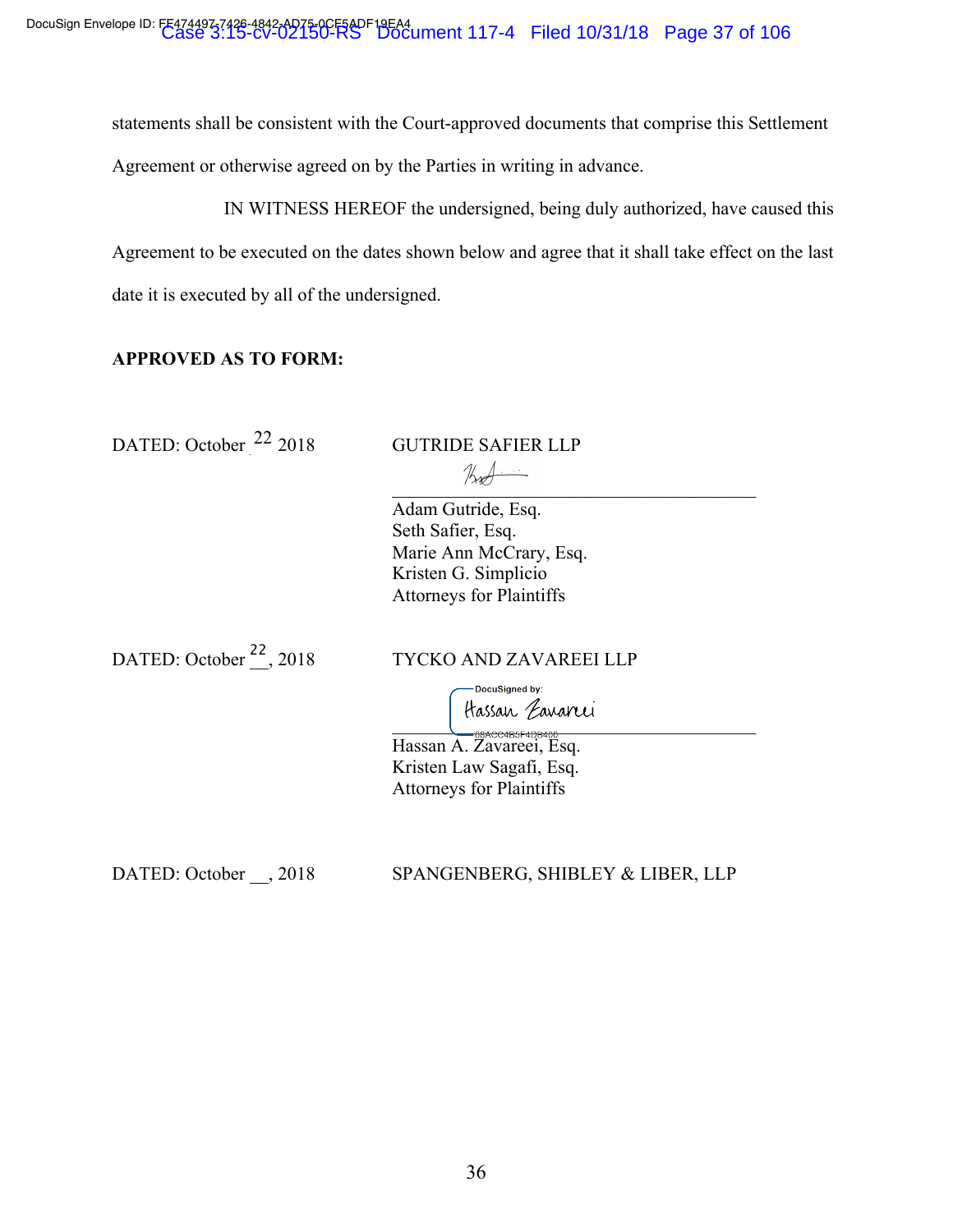statements shall be consistent with the Court-approved documents that comprise this Settlement Agreement or otherwise agreed on by the Parties in writing in advance.

IN WITNESS HEREOF the undersigned, being duly authorized, have caused this Agreement to be executed on the dates shown below and agree that it shall take effect on the last date it is executed by all of the undersigned.

**APPROVED AS TO FORM:**

DATED: October 22 2018

GUTRIDE SAFIER LLP

\_\_\_\_\_\_\_\_\_\_\_\_\_\_\_\_\_\_\_\_\_\_\_\_\_\_\_\_\_\_\_\_\_\_\_\_

Adam Gutride, Esq.
Seth Safier, Esq.
Marie Ann McCrary, Esq.
Kristen G. Simplicio
Attorneys for Plaintiffs

DATED: October 22, 2018

TYCKO AND ZAVAREEI LLP

DocuSigned by:
Hassan Zavareei

\_\_\_\_\_\_\_\_\_\_\_\_\_\_\_\_\_\_\_\_\_\_\_\_\_\_\_\_\_\_\_\_\_\_\_\_

Hassan A. Zavareei, Esq.
Kristen Law Sagafi, Esq.
Attorneys for Plaintiffs

DATED: October \_\_, 2018

SPANGENBERG, SHIBLEY & LIBER, LLP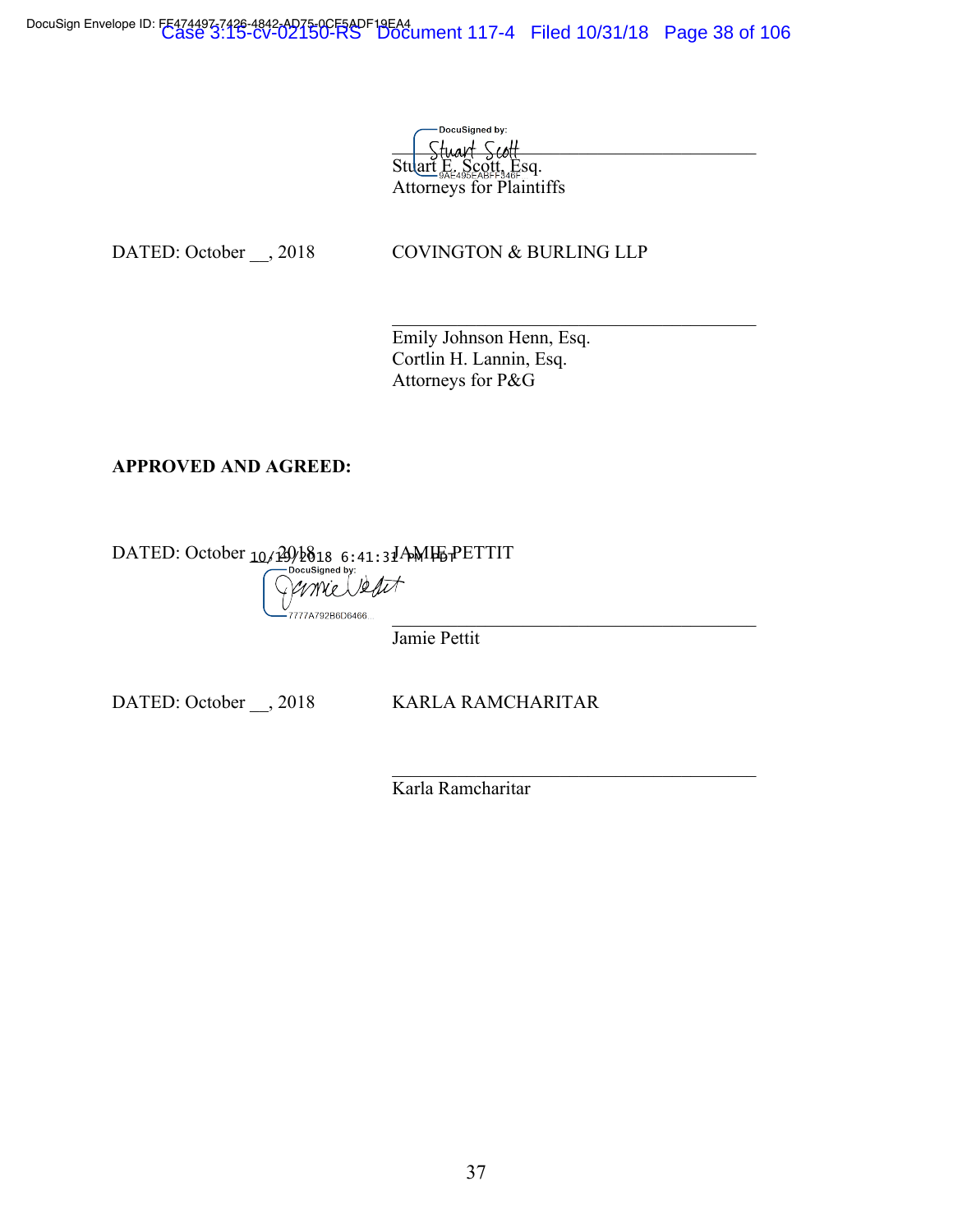DocuSigned by: Stuart Scott

Stuart E. Scott, Esq.
Attorneys for Plaintiffs

DATED: October __, 2018 COVINGTON & BURLING LLP

_______________________________

Emily Johnson Henn, Esq.
Cortlin H. Lannin, Esq.
Attorneys for P&G

**APPROVED AND AGREED:**

DATED: October 10/19/2018 6:41:31 PM PDT JAMIE PETTIT

DocuSigned by: Jamie Pettit

Jamie Pettit

DATED: October __, 2018 KARLA RAMCHARITAR

_______________________________

Karla Ramcharitar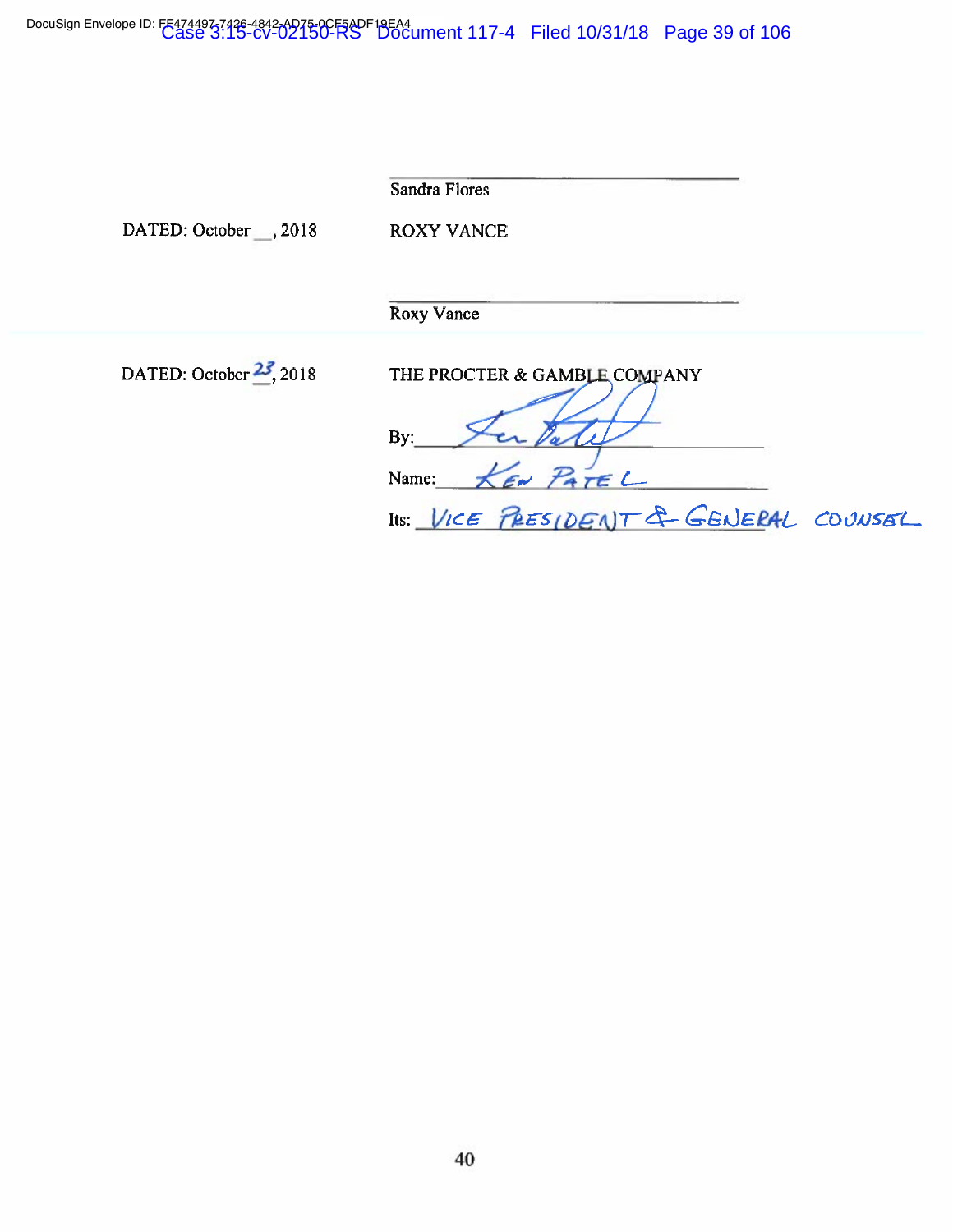______________________________
Sandra Flores

DATED: October __, 2018 ROXY VANCE

______________________________
Roxy Vance

DATED: October 23, 2018 THE PROCTER & GAMBLE COMPANY

By: ______________________________

Name: KEN PATEL

Its: VICE PRESIDENT & GENERAL COUNSEL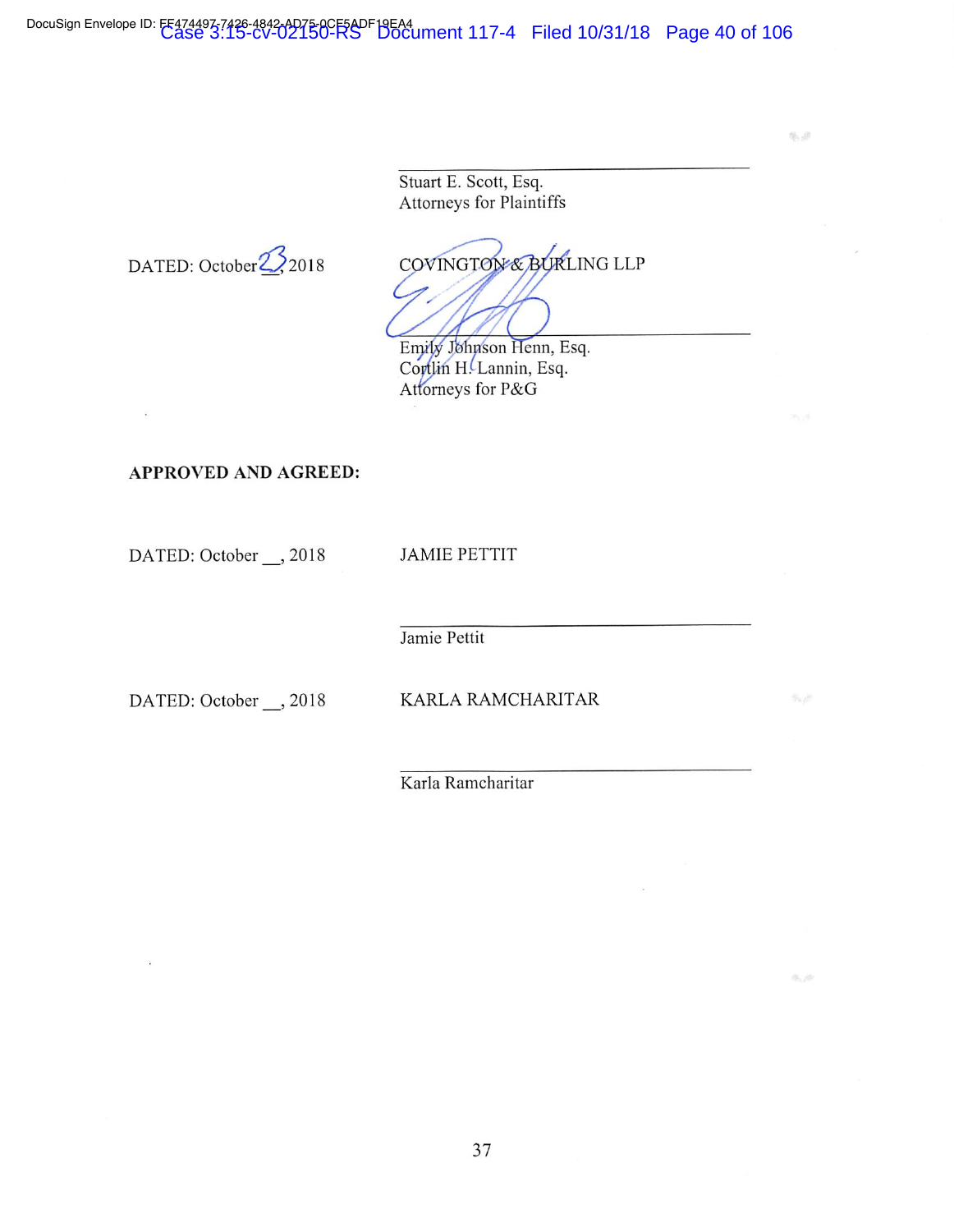_______________________________________
Stuart E. Scott, Esq.
Attorneys for Plaintiffs

DATED: October 23, 2018

COVINGTON & BURLING LLP

_______________________________________
Emily Johnson Henn, Esq.
Cortlin H. Lannin, Esq.
Attorneys for P&G

**APPROVED AND AGREED:**

DATED: October __, 2018

JAMIE PETTIT

_______________________________________
Jamie Pettit

DATED: October __, 2018

KARLA RAMCHARITAR

_______________________________________
Karla Ramcharitar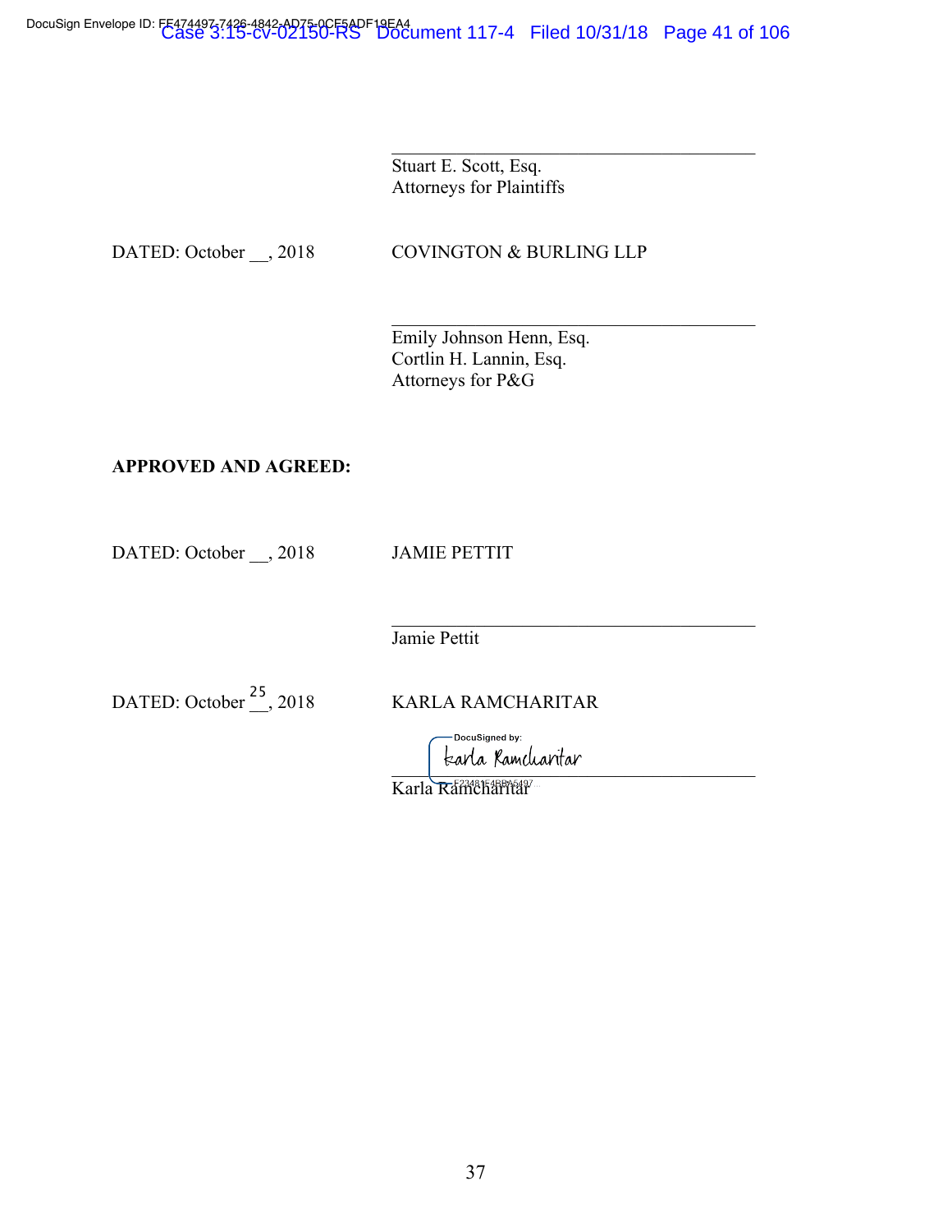\_\_\_\_\_\_\_\_\_\_\_\_\_\_\_\_\_\_\_\_\_\_\_\_\_\_\_\_\_\_\_\_\_\_\_\_
Stuart E. Scott, Esq.
Attorneys for Plaintiffs

DATED: October __, 2018 COVINGTON & BURLING LLP

\_\_\_\_\_\_\_\_\_\_\_\_\_\_\_\_\_\_\_\_\_\_\_\_\_\_\_\_\_\_\_\_\_\_\_\_
Emily Johnson Henn, Esq.
Cortlin H. Lannin, Esq.
Attorneys for P&G

**APPROVED AND AGREED:**

DATED: October __, 2018 JAMIE PETTIT

\_\_\_\_\_\_\_\_\_\_\_\_\_\_\_\_\_\_\_\_\_\_\_\_\_\_\_\_\_\_\_\_\_\_\_\_
Jamie Pettit

DATED: October 25, 2018 KARLA RAMCHARITAR

DocuSigned by:
Karla Ramcharitar
\_\_\_\_\_\_\_\_\_\_\_\_\_\_\_\_\_\_\_\_\_\_\_\_\_\_\_\_\_\_\_\_\_\_\_\_
Karla Ramcharitar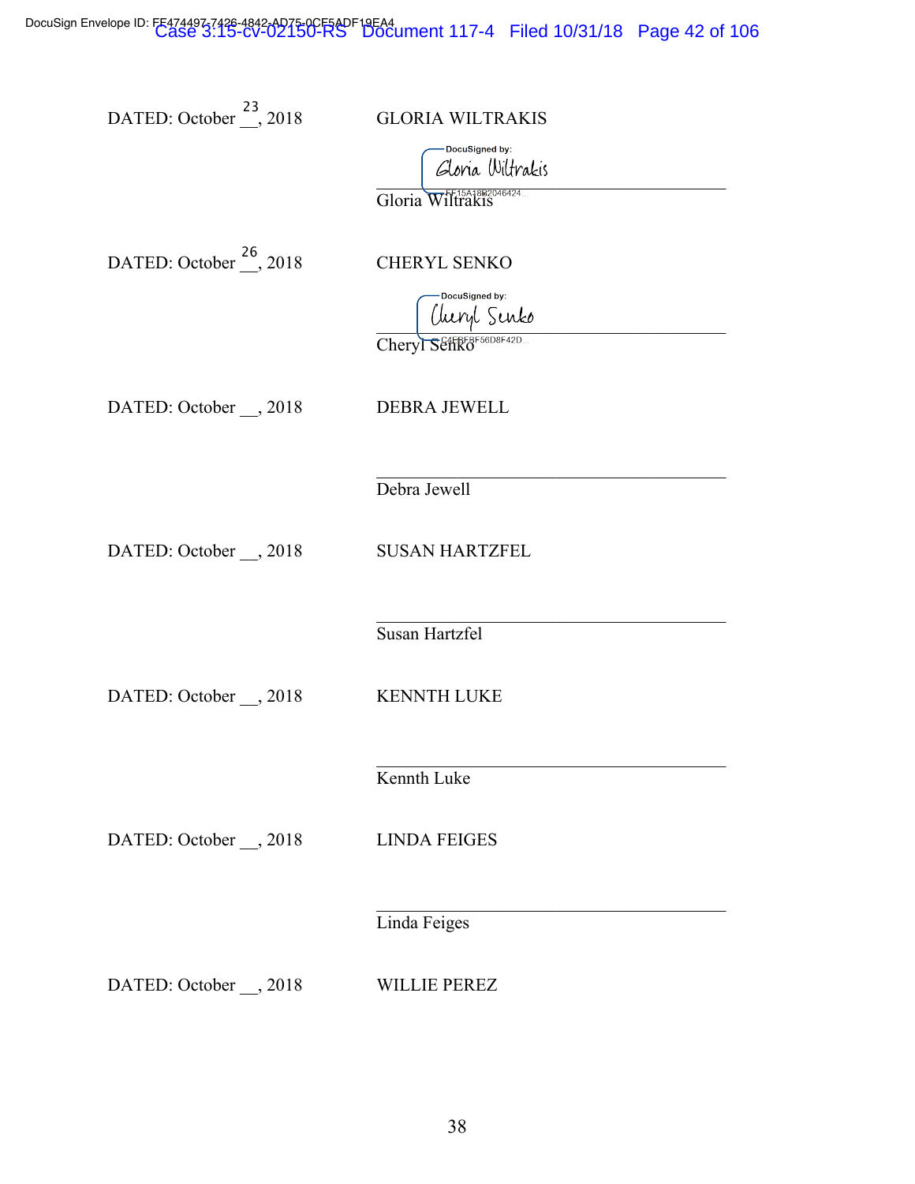DATED: October 23, 2018 GLORIA WILTRAKIS

DocuSigned by: Gloria Wiltrakis

Gloria Wiltrakis

DATED: October 26, 2018 CHERYL SENKO

DocuSigned by: Cheryl Senko

Cheryl Senko

DATED: October __, 2018 DEBRA JEWELL

______________________________

Debra Jewell

DATED: October __, 2018 SUSAN HARTZFEL

______________________________

Susan Hartzfel

DATED: October __, 2018 KENNTH LUKE

______________________________

Kennth Luke

DATED: October __, 2018 LINDA FEIGES

______________________________

Linda Feiges

DATED: October __, 2018 WILLIE PEREZ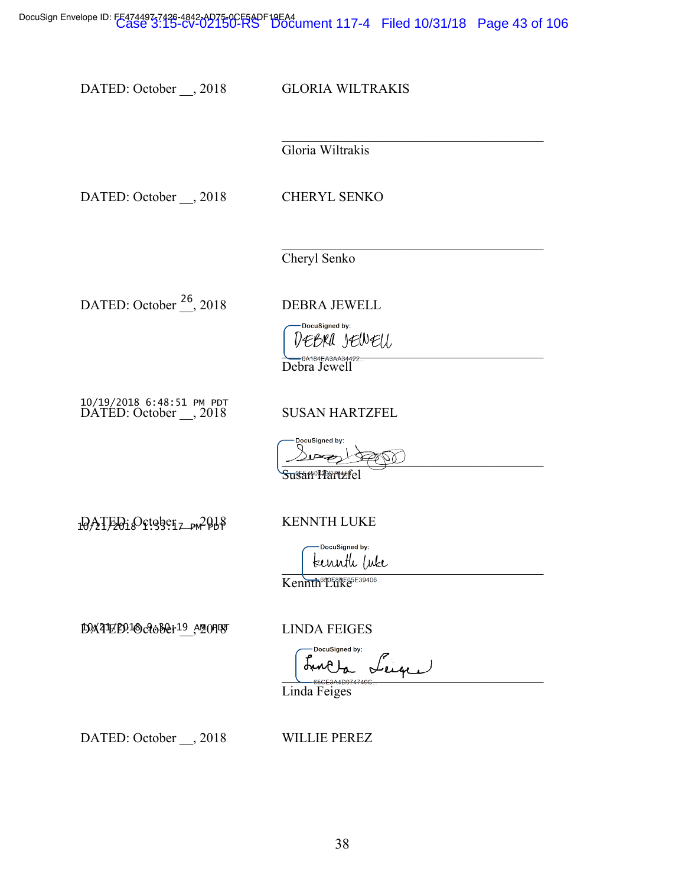DATED: October __, 2018 GLORIA WILTRAKIS

\_\_\_\_\_\_\_\_\_\_\_\_\_\_\_\_\_\_\_\_\_\_\_\_\_\_\_\_\_\_\_\_\_\_\_\_
Gloria Wiltrakis

DATED: October __, 2018 CHERYL SENKO

\_\_\_\_\_\_\_\_\_\_\_\_\_\_\_\_\_\_\_\_\_\_\_\_\_\_\_\_\_\_\_\_\_\_\_\_
Cheryl Senko

DATED: October 26, 2018 DEBRA JEWELL

DocuSigned by:
DEBRA JEWELL
0A184EA3AA34422...
Debra Jewell

10/19/2018 6:48:51 PM PDT
DATED: October __, 2018 SUSAN HARTZFEL

DocuSigned by:
Susan Hartzfel

10/21/2018 1:33:17 PM PDT
DATED: October __, 2018 KENNTH LUKE

DocuSigned by:
Kennth Luke
650E88E05E39406...
Kennth Luke

10/21/2018 9:30:19 AM PDT
DATED: October __, 2018 LINDA FEIGES

DocuSigned by:
Linda Feiges
85CE3A4D974749C...
Linda Feiges

DATED: October __, 2018 WILLIE PEREZ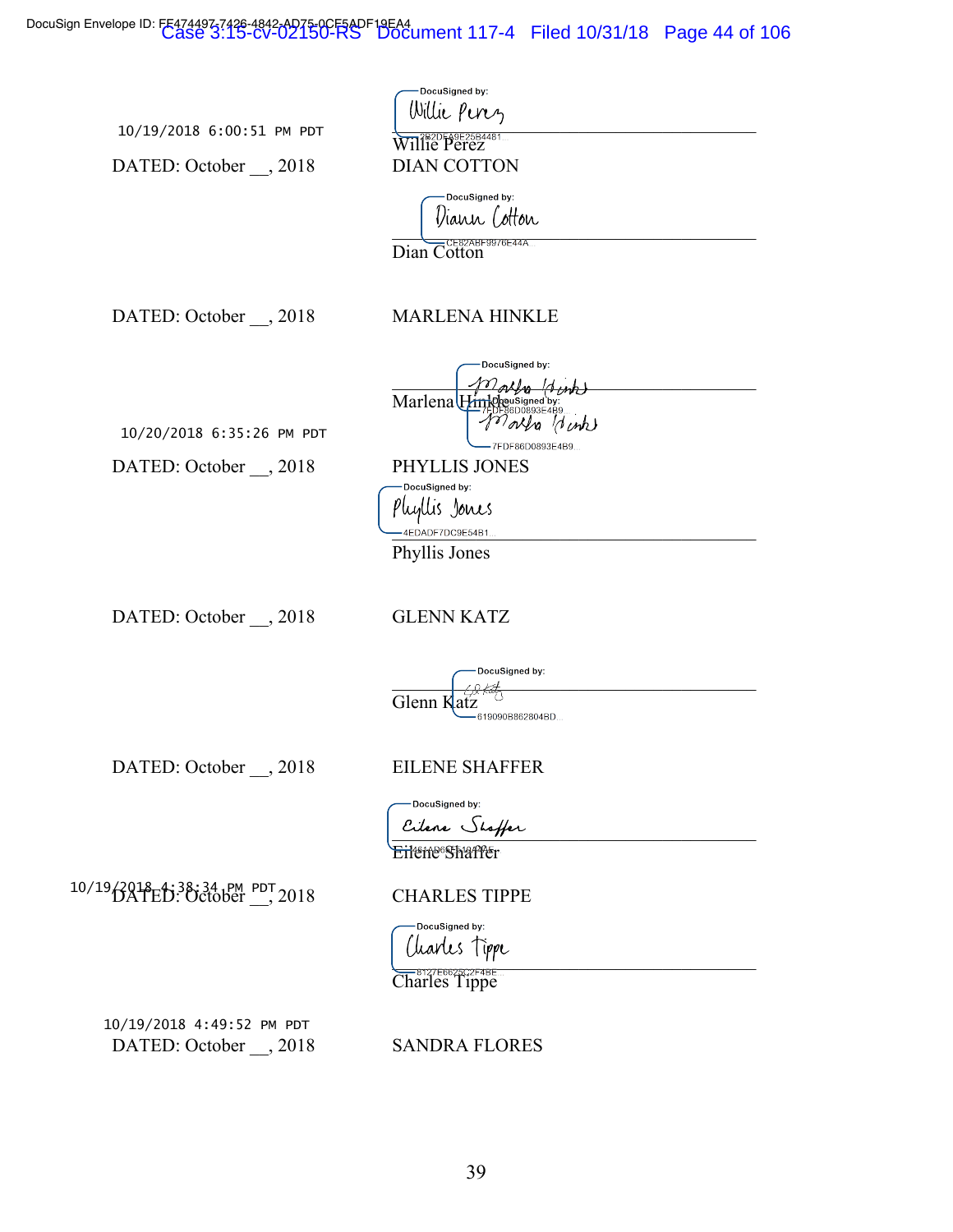10/19/2018 6:00:51 PM PDT

Willie Perez

DATED: October __, 2018

DIAN COTTON

Dian Cotton

DATED: October __, 2018

MARLENA HINKLE

Marlena Hinkle

10/20/2018 6:35:26 PM PDT

DATED: October __, 2018

PHYLLIS JONES

Phyllis Jones

DATED: October __, 2018

GLENN KATZ

Glenn Katz

DATED: October __, 2018

EILENE SHAFFER

Eilene Shaffer

10/19/2018 4:38:34 PM PDT

DATED: October __, 2018

CHARLES TIPPE

Charles Tippe

10/19/2018 4:49:52 PM PDT

DATED: October __, 2018

SANDRA FLORES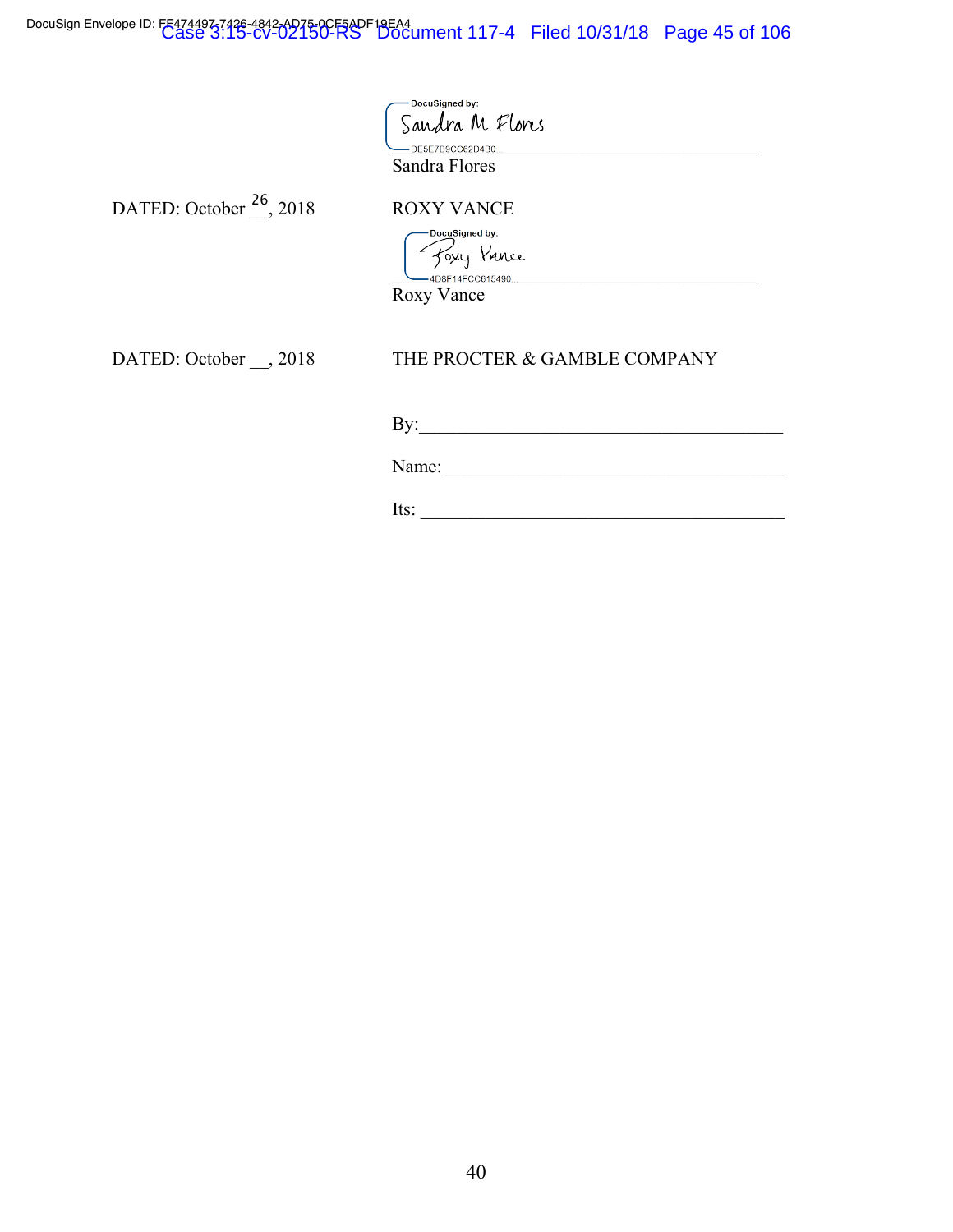DocuSigned by:

Sandra M Flores

DE5E7B9CC62D4B0

Sandra Flores

DATED: October 26, 2018

ROXY VANCE

DocuSigned by:

Roxy Vance

4D8F14FCC615490

Roxy Vance

DATED: October __, 2018

THE PROCTER & GAMBLE COMPANY

By:_______________________________________

Name:_____________________________________

Its: _______________________________________